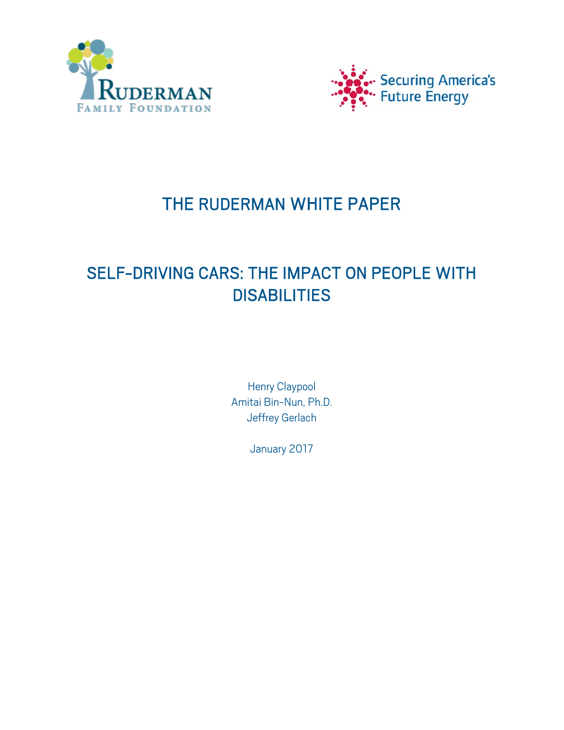Ruderman Family Foundation

Securing America's Future Energy

# THE RUDERMAN WHITE PAPER

# SELF-DRIVING CARS: THE IMPACT ON PEOPLE WITH DISABILITIES

Henry Claypool
Amitai Bin-Nun, Ph.D.
Jeffrey Gerlach

January 2017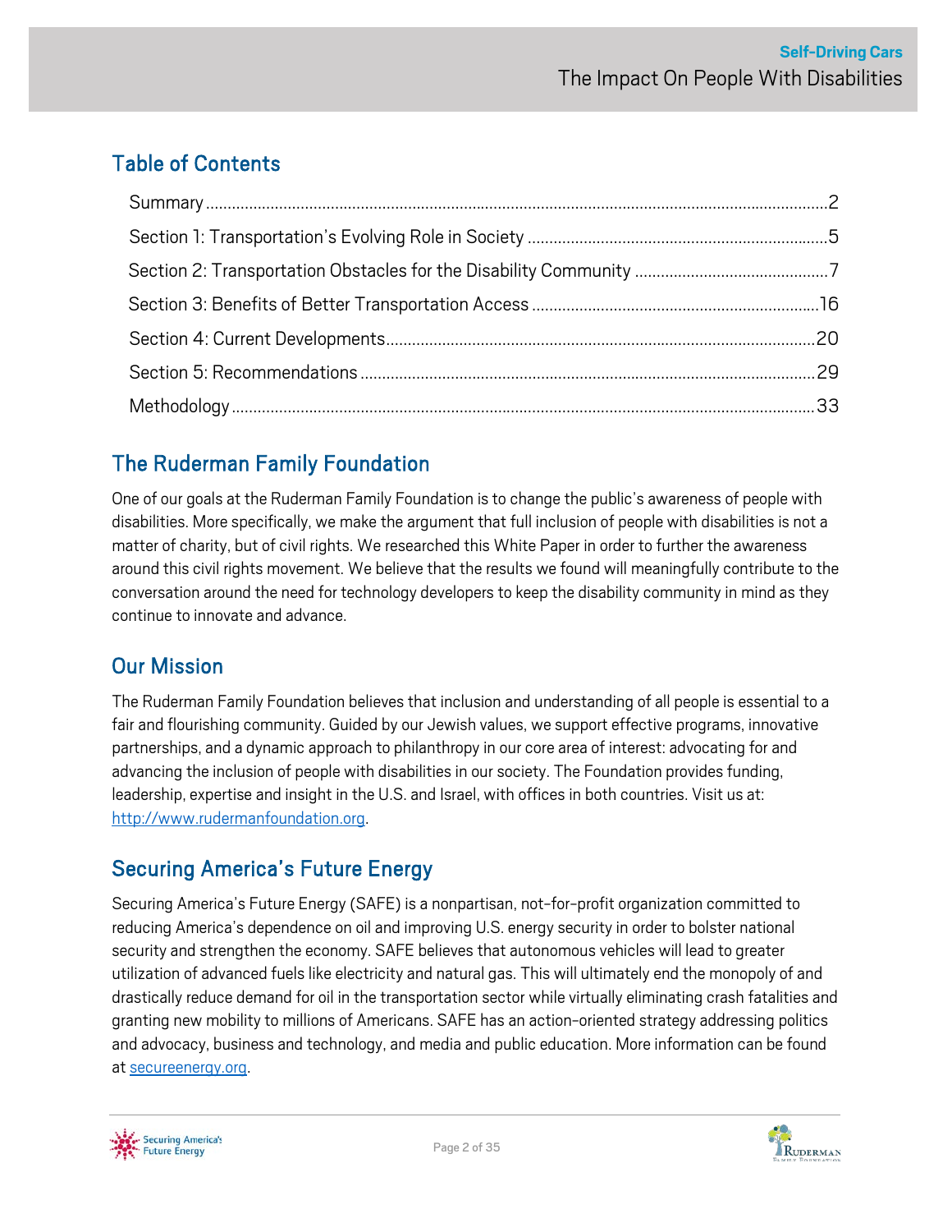## Table of Contents

- Summary ... 2
- Section 1: Transportation's Evolving Role in Society ... 5
- Section 2: Transportation Obstacles for the Disability Community ... 7
- Section 3: Benefits of Better Transportation Access ... 16
- Section 4: Current Developments ... 20
- Section 5: Recommendations ... 29
- Methodology ... 33

## The Ruderman Family Foundation

One of our goals at the Ruderman Family Foundation is to change the public's awareness of people with disabilities. More specifically, we make the argument that full inclusion of people with disabilities is not a matter of charity, but of civil rights. We researched this White Paper in order to further the awareness around this civil rights movement. We believe that the results we found will meaningfully contribute to the conversation around the need for technology developers to keep the disability community in mind as they continue to innovate and advance.

## Our Mission

The Ruderman Family Foundation believes that inclusion and understanding of all people is essential to a fair and flourishing community. Guided by our Jewish values, we support effective programs, innovative partnerships, and a dynamic approach to philanthropy in our core area of interest: advocating for and advancing the inclusion of people with disabilities in our society. The Foundation provides funding, leadership, expertise and insight in the U.S. and Israel, with offices in both countries. Visit us at: http://www.rudermanfoundation.org.

## Securing America's Future Energy

Securing America's Future Energy (SAFE) is a nonpartisan, not-for-profit organization committed to reducing America's dependence on oil and improving U.S. energy security in order to bolster national security and strengthen the economy. SAFE believes that autonomous vehicles will lead to greater utilization of advanced fuels like electricity and natural gas. This will ultimately end the monopoly of and drastically reduce demand for oil in the transportation sector while virtually eliminating crash fatalities and granting new mobility to millions of Americans. SAFE has an action-oriented strategy addressing politics and advocacy, business and technology, and media and public education. More information can be found at secureenergy.org.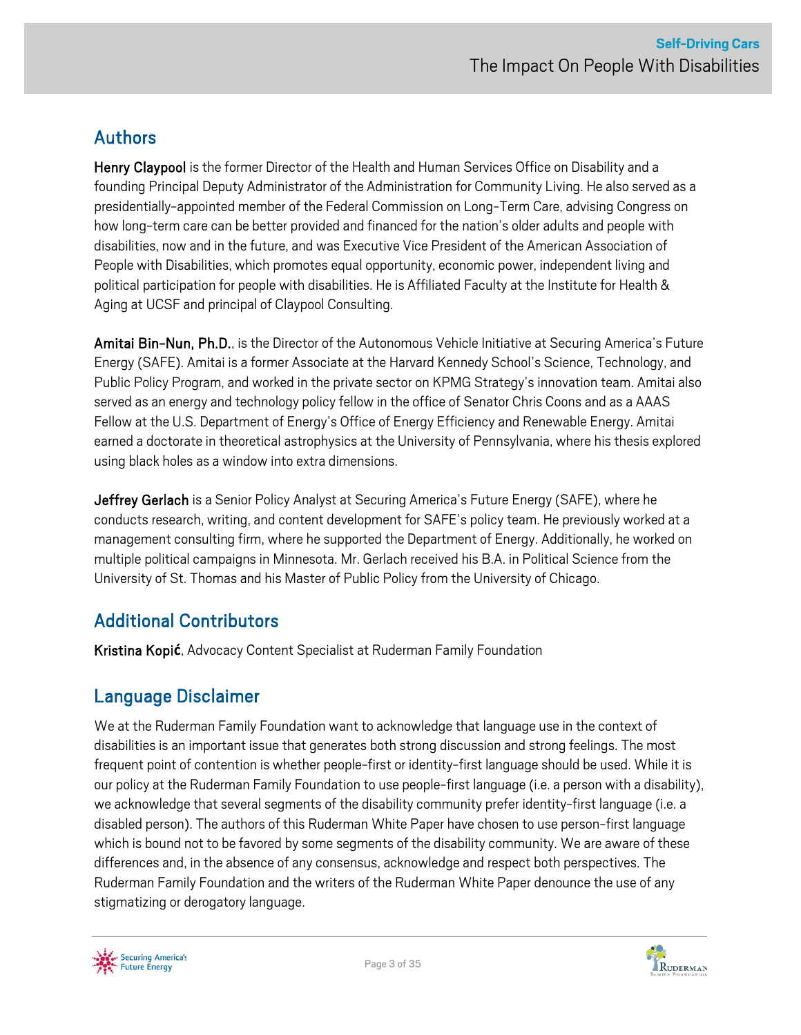## Authors

**Henry Claypool** is the former Director of the Health and Human Services Office on Disability and a founding Principal Deputy Administrator of the Administration for Community Living. He also served as a presidentially-appointed member of the Federal Commission on Long-Term Care, advising Congress on how long-term care can be better provided and financed for the nation's older adults and people with disabilities, now and in the future, and was Executive Vice President of the American Association of People with Disabilities, which promotes equal opportunity, economic power, independent living and political participation for people with disabilities. He is Affiliated Faculty at the Institute for Health & Aging at UCSF and principal of Claypool Consulting.

**Amitai Bin-Nun, Ph.D.**, is the Director of the Autonomous Vehicle Initiative at Securing America's Future Energy (SAFE). Amitai is a former Associate at the Harvard Kennedy School's Science, Technology, and Public Policy Program, and worked in the private sector on KPMG Strategy's innovation team. Amitai also served as an energy and technology policy fellow in the office of Senator Chris Coons and as a AAAS Fellow at the U.S. Department of Energy's Office of Energy Efficiency and Renewable Energy. Amitai earned a doctorate in theoretical astrophysics at the University of Pennsylvania, where his thesis explored using black holes as a window into extra dimensions.

**Jeffrey Gerlach** is a Senior Policy Analyst at Securing America's Future Energy (SAFE), where he conducts research, writing, and content development for SAFE's policy team. He previously worked at a management consulting firm, where he supported the Department of Energy. Additionally, he worked on multiple political campaigns in Minnesota. Mr. Gerlach received his B.A. in Political Science from the University of St. Thomas and his Master of Public Policy from the University of Chicago.

## Additional Contributors

**Kristina Kopić**, Advocacy Content Specialist at Ruderman Family Foundation

## Language Disclaimer

We at the Ruderman Family Foundation want to acknowledge that language use in the context of disabilities is an important issue that generates both strong discussion and strong feelings. The most frequent point of contention is whether people-first or identity-first language should be used. While it is our policy at the Ruderman Family Foundation to use people-first language (i.e. a person with a disability), we acknowledge that several segments of the disability community prefer identity-first language (i.e. a disabled person). The authors of this Ruderman White Paper have chosen to use person-first language which is bound not to be favored by some segments of the disability community. We are aware of these differences and, in the absence of any consensus, acknowledge and respect both perspectives. The Ruderman Family Foundation and the writers of the Ruderman White Paper denounce the use of any stigmatizing or derogatory language.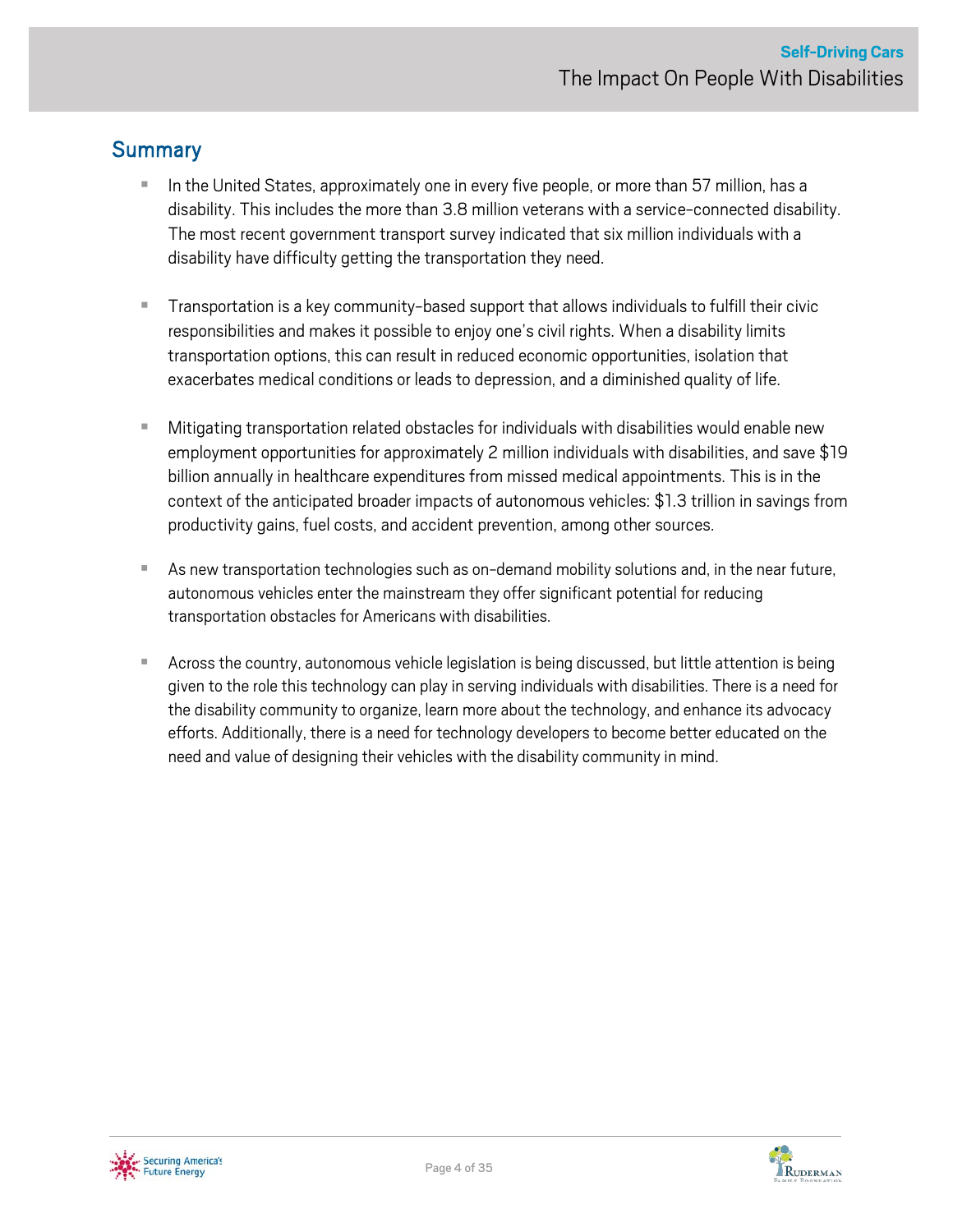## Summary

- In the United States, approximately one in every five people, or more than 57 million, has a disability. This includes the more than 3.8 million veterans with a service-connected disability. The most recent government transport survey indicated that six million individuals with a disability have difficulty getting the transportation they need.

- Transportation is a key community-based support that allows individuals to fulfill their civic responsibilities and makes it possible to enjoy one's civil rights. When a disability limits transportation options, this can result in reduced economic opportunities, isolation that exacerbates medical conditions or leads to depression, and a diminished quality of life.

- Mitigating transportation related obstacles for individuals with disabilities would enable new employment opportunities for approximately 2 million individuals with disabilities, and save $19 billion annually in healthcare expenditures from missed medical appointments. This is in the context of the anticipated broader impacts of autonomous vehicles: $1.3 trillion in savings from productivity gains, fuel costs, and accident prevention, among other sources.

- As new transportation technologies such as on-demand mobility solutions and, in the near future, autonomous vehicles enter the mainstream they offer significant potential for reducing transportation obstacles for Americans with disabilities.

- Across the country, autonomous vehicle legislation is being discussed, but little attention is being given to the role this technology can play in serving individuals with disabilities. There is a need for the disability community to organize, learn more about the technology, and enhance its advocacy efforts. Additionally, there is a need for technology developers to become better educated on the need and value of designing their vehicles with the disability community in mind.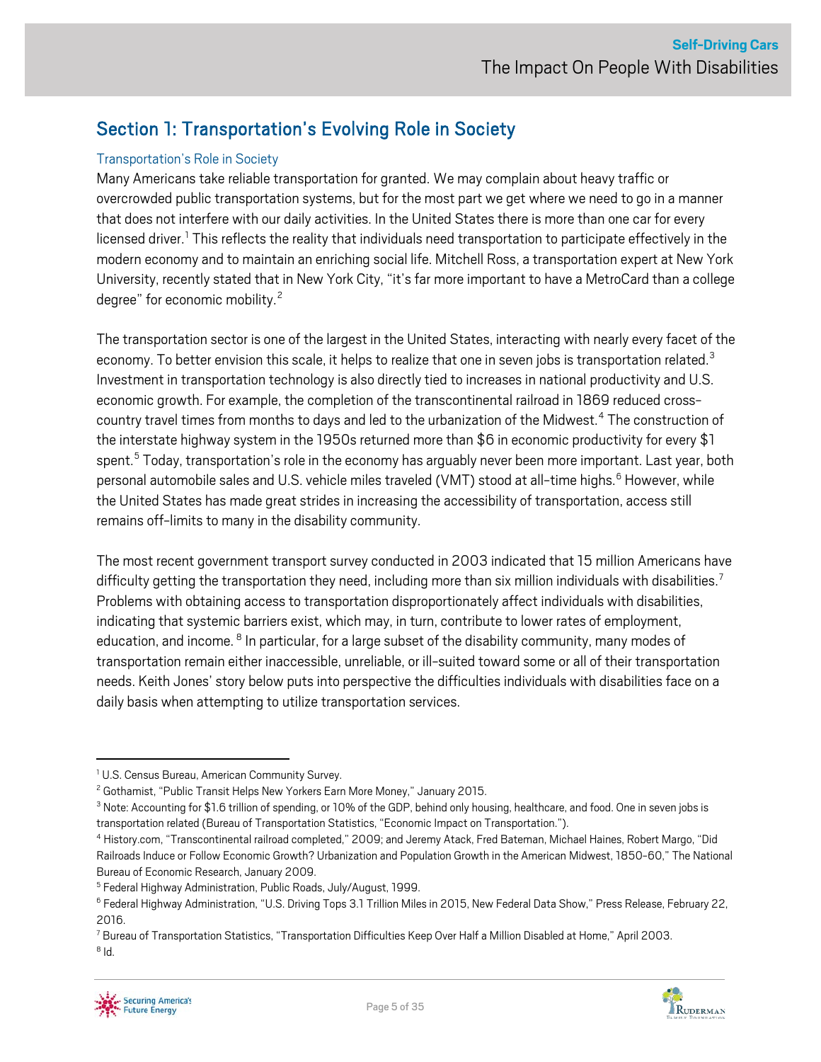## Section 1: Transportation's Evolving Role in Society

### Transportation's Role in Society

Many Americans take reliable transportation for granted. We may complain about heavy traffic or overcrowded public transportation systems, but for the most part we get where we need to go in a manner that does not interfere with our daily activities. In the United States there is more than one car for every licensed driver.[1] This reflects the reality that individuals need transportation to participate effectively in the modern economy and to maintain an enriching social life. Mitchell Ross, a transportation expert at New York University, recently stated that in New York City, "it's far more important to have a MetroCard than a college degree" for economic mobility.[2]

The transportation sector is one of the largest in the United States, interacting with nearly every facet of the economy. To better envision this scale, it helps to realize that one in seven jobs is transportation related.[3] Investment in transportation technology is also directly tied to increases in national productivity and U.S. economic growth. For example, the completion of the transcontinental railroad in 1869 reduced cross-country travel times from months to days and led to the urbanization of the Midwest.[4] The construction of the interstate highway system in the 1950s returned more than $6 in economic productivity for every $1 spent.[5] Today, transportation's role in the economy has arguably never been more important. Last year, both personal automobile sales and U.S. vehicle miles traveled (VMT) stood at all-time highs.[6] However, while the United States has made great strides in increasing the accessibility of transportation, access still remains off-limits to many in the disability community.

The most recent government transport survey conducted in 2003 indicated that 15 million Americans have difficulty getting the transportation they need, including more than six million individuals with disabilities.[7] Problems with obtaining access to transportation disproportionately affect individuals with disabilities, indicating that systemic barriers exist, which may, in turn, contribute to lower rates of employment, education, and income.[8] In particular, for a large subset of the disability community, many modes of transportation remain either inaccessible, unreliable, or ill-suited toward some or all of their transportation needs. Keith Jones' story below puts into perspective the difficulties individuals with disabilities face on a daily basis when attempting to utilize transportation services.

---

[1] U.S. Census Bureau, American Community Survey.

[2] Gothamist, "Public Transit Helps New Yorkers Earn More Money," January 2015.

[3] Note: Accounting for $1.6 trillion of spending, or 10% of the GDP, behind only housing, healthcare, and food. One in seven jobs is transportation related (Bureau of Transportation Statistics, "Economic Impact on Transportation.").

[4] History.com, "Transcontinental railroad completed," 2009; and Jeremy Atack, Fred Bateman, Michael Haines, Robert Margo, "Did Railroads Induce or Follow Economic Growth? Urbanization and Population Growth in the American Midwest, 1850-60," The National Bureau of Economic Research, January 2009.

[5] Federal Highway Administration, Public Roads, July/August, 1999.

[6] Federal Highway Administration, "U.S. Driving Tops 3.1 Trillion Miles in 2015, New Federal Data Show," Press Release, February 22, 2016.

[7] Bureau of Transportation Statistics, "Transportation Difficulties Keep Over Half a Million Disabled at Home," April 2003.

[8] Id.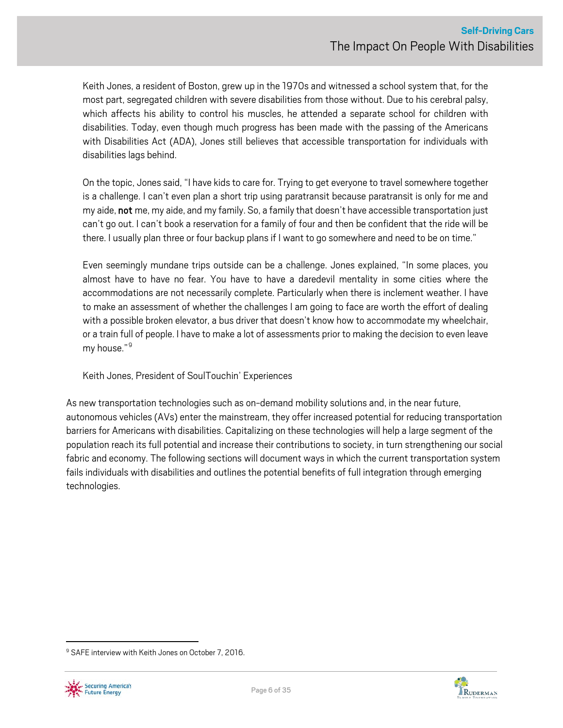Keith Jones, a resident of Boston, grew up in the 1970s and witnessed a school system that, for the most part, segregated children with severe disabilities from those without. Due to his cerebral palsy, which affects his ability to control his muscles, he attended a separate school for children with disabilities. Today, even though much progress has been made with the passing of the Americans with Disabilities Act (ADA), Jones still believes that accessible transportation for individuals with disabilities lags behind.

On the topic, Jones said, "I have kids to care for. Trying to get everyone to travel somewhere together is a challenge. I can't even plan a short trip using paratransit because paratransit is only for me and my aide, **not** me, my aide, and my family. So, a family that doesn't have accessible transportation just can't go out. I can't book a reservation for a family of four and then be confident that the ride will be there. I usually plan three or four backup plans if I want to go somewhere and need to be on time."

Even seemingly mundane trips outside can be a challenge. Jones explained, "In some places, you almost have to have no fear. You have to have a daredevil mentality in some cities where the accommodations are not necessarily complete. Particularly when there is inclement weather. I have to make an assessment of whether the challenges I am going to face are worth the effort of dealing with a possible broken elevator, a bus driver that doesn't know how to accommodate my wheelchair, or a train full of people. I have to make a lot of assessments prior to making the decision to even leave my house."[9]

Keith Jones, President of SoulTouchin' Experiences

As new transportation technologies such as on-demand mobility solutions and, in the near future, autonomous vehicles (AVs) enter the mainstream, they offer increased potential for reducing transportation barriers for Americans with disabilities. Capitalizing on these technologies will help a large segment of the population reach its full potential and increase their contributions to society, in turn strengthening our social fabric and economy. The following sections will document ways in which the current transportation system fails individuals with disabilities and outlines the potential benefits of full integration through emerging technologies.

---

[9] SAFE interview with Keith Jones on October 7, 2016.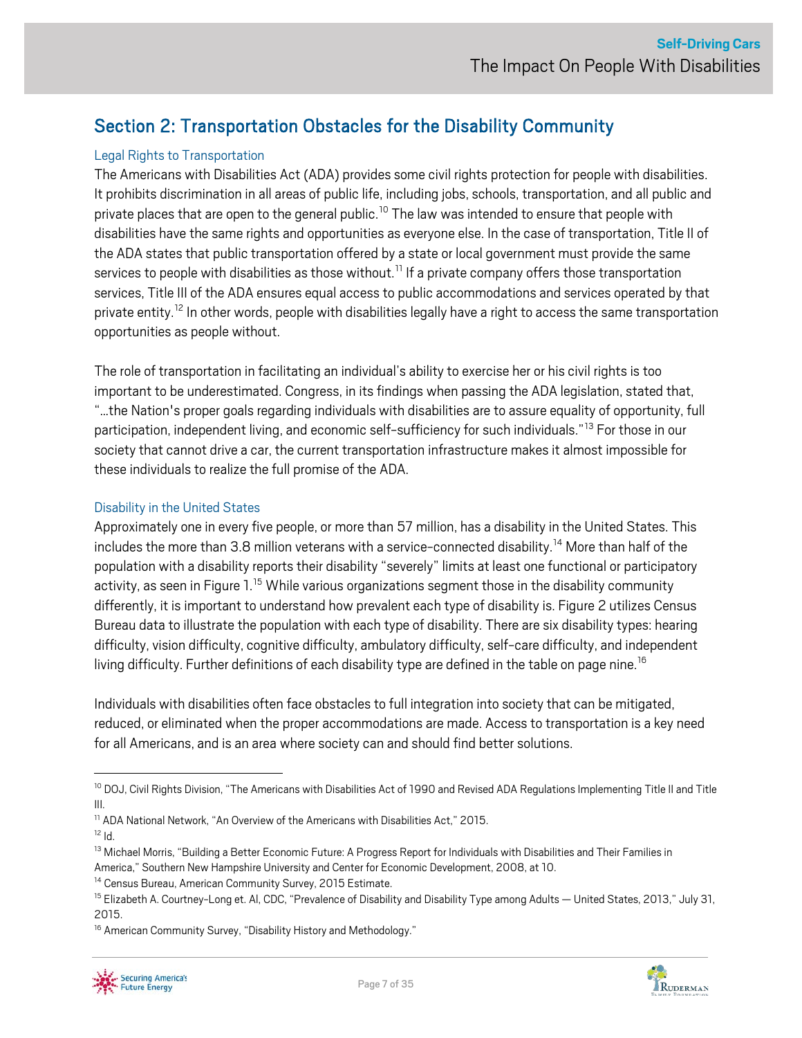## Section 2: Transportation Obstacles for the Disability Community

### Legal Rights to Transportation

The Americans with Disabilities Act (ADA) provides some civil rights protection for people with disabilities. It prohibits discrimination in all areas of public life, including jobs, schools, transportation, and all public and private places that are open to the general public.[10] The law was intended to ensure that people with disabilities have the same rights and opportunities as everyone else. In the case of transportation, Title II of the ADA states that public transportation offered by a state or local government must provide the same services to people with disabilities as those without.[11] If a private company offers those transportation services, Title III of the ADA ensures equal access to public accommodations and services operated by that private entity.[12] In other words, people with disabilities legally have a right to access the same transportation opportunities as people without.

The role of transportation in facilitating an individual's ability to exercise her or his civil rights is too important to be underestimated. Congress, in its findings when passing the ADA legislation, stated that, "…the Nation's proper goals regarding individuals with disabilities are to assure equality of opportunity, full participation, independent living, and economic self-sufficiency for such individuals."[13] For those in our society that cannot drive a car, the current transportation infrastructure makes it almost impossible for these individuals to realize the full promise of the ADA.

### Disability in the United States

Approximately one in every five people, or more than 57 million, has a disability in the United States. This includes the more than 3.8 million veterans with a service-connected disability.[14] More than half of the population with a disability reports their disability "severely" limits at least one functional or participatory activity, as seen in Figure 1.[15] While various organizations segment those in the disability community differently, it is important to understand how prevalent each type of disability is. Figure 2 utilizes Census Bureau data to illustrate the population with each type of disability. There are six disability types: hearing difficulty, vision difficulty, cognitive difficulty, ambulatory difficulty, self-care difficulty, and independent living difficulty. Further definitions of each disability type are defined in the table on page nine.[16]

Individuals with disabilities often face obstacles to full integration into society that can be mitigated, reduced, or eliminated when the proper accommodations are made. Access to transportation is a key need for all Americans, and is an area where society can and should find better solutions.

---

[10] DOJ, Civil Rights Division, "The Americans with Disabilities Act of 1990 and Revised ADA Regulations Implementing Title II and Title III.

[11] ADA National Network, "An Overview of the Americans with Disabilities Act," 2015.

[12] Id.

[13] Michael Morris, "Building a Better Economic Future: A Progress Report for Individuals with Disabilities and Their Families in America," Southern New Hampshire University and Center for Economic Development, 2008, at 10.

[14] Census Bureau, American Community Survey, 2015 Estimate.

[15] Elizabeth A. Courtney-Long et. Al, CDC, "Prevalence of Disability and Disability Type among Adults — United States, 2013," July 31, 2015.

[16] American Community Survey, "Disability History and Methodology."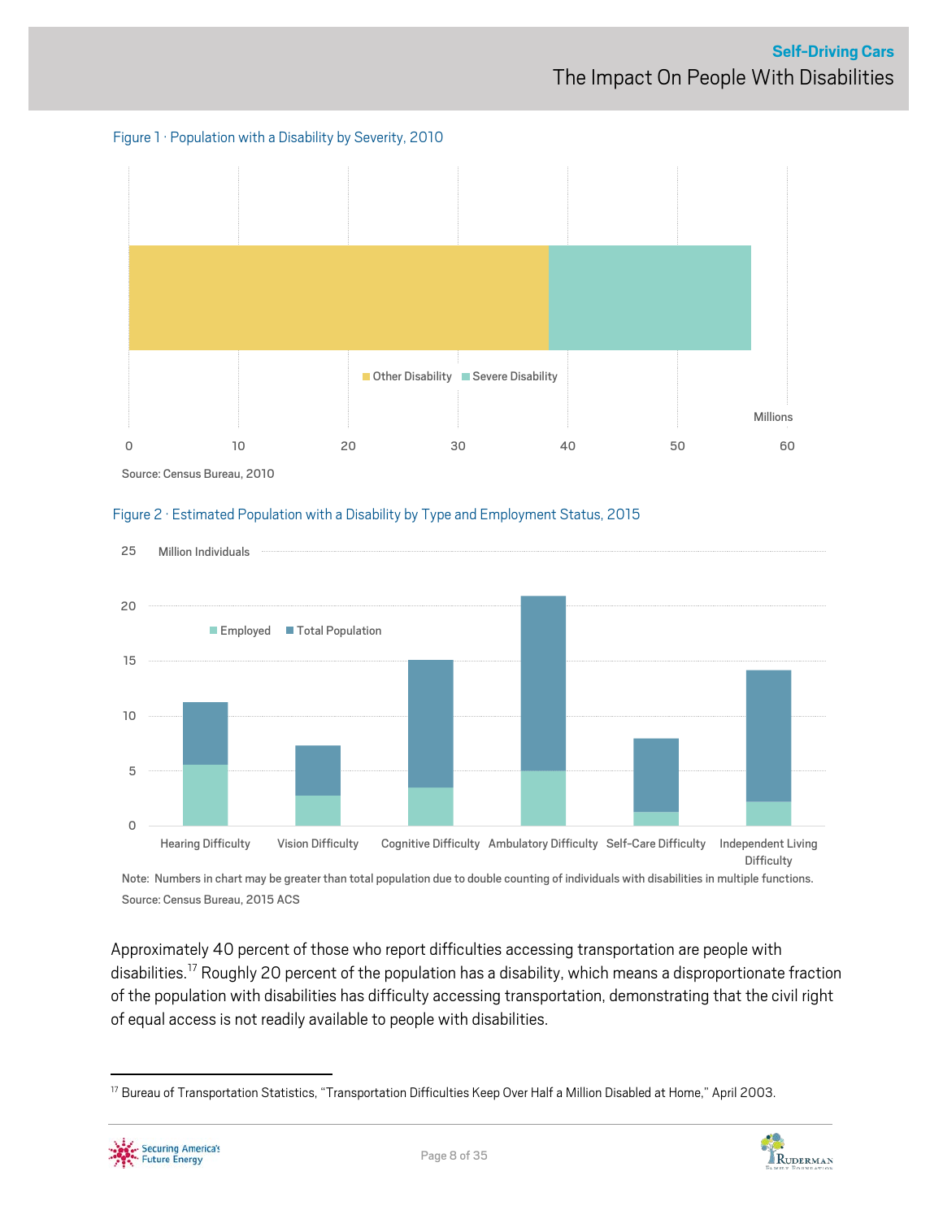Figure 1 · Population with a Disability by Severity, 2010

Source: Census Bureau, 2010

Figure 2 · Estimated Population with a Disability by Type and Employment Status, 2015

Note: Numbers in chart may be greater than total population due to double counting of individuals with disabilities in multiple functions.
Source: Census Bureau, 2015 ACS

Approximately 40 percent of those who report difficulties accessing transportation are people with disabilities.[17] Roughly 20 percent of the population has a disability, which means a disproportionate fraction of the population with disabilities has difficulty accessing transportation, demonstrating that the civil right of equal access is not readily available to people with disabilities.

[17] Bureau of Transportation Statistics, "Transportation Difficulties Keep Over Half a Million Disabled at Home," April 2003.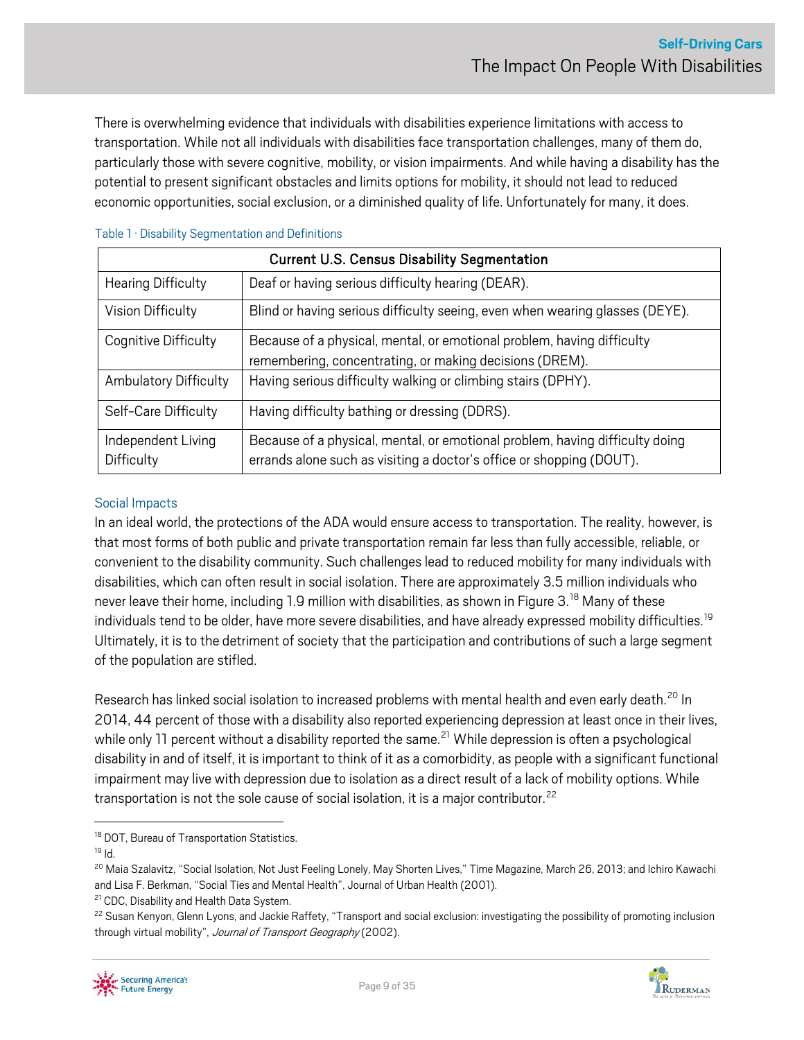There is overwhelming evidence that individuals with disabilities experience limitations with access to transportation. While not all individuals with disabilities face transportation challenges, many of them do, particularly those with severe cognitive, mobility, or vision impairments. And while having a disability has the potential to present significant obstacles and limits options for mobility, it should not lead to reduced economic opportunities, social exclusion, or a diminished quality of life. Unfortunately for many, it does.

Table 1 · Disability Segmentation and Definitions

| Current U.S. Census Disability Segmentation | |
|---|---|
| Hearing Difficulty | Deaf or having serious difficulty hearing (DEAR). |
| Vision Difficulty | Blind or having serious difficulty seeing, even when wearing glasses (DEYE). |
| Cognitive Difficulty | Because of a physical, mental, or emotional problem, having difficulty remembering, concentrating, or making decisions (DREM). |
| Ambulatory Difficulty | Having serious difficulty walking or climbing stairs (DPHY). |
| Self-Care Difficulty | Having difficulty bathing or dressing (DDRS). |
| Independent Living Difficulty | Because of a physical, mental, or emotional problem, having difficulty doing errands alone such as visiting a doctor's office or shopping (DOUT). |

### Social Impacts

In an ideal world, the protections of the ADA would ensure access to transportation. The reality, however, is that most forms of both public and private transportation remain far less than fully accessible, reliable, or convenient to the disability community. Such challenges lead to reduced mobility for many individuals with disabilities, which can often result in social isolation. There are approximately 3.5 million individuals who never leave their home, including 1.9 million with disabilities, as shown in Figure 3.[18] Many of these individuals tend to be older, have more severe disabilities, and have already expressed mobility difficulties.[19] Ultimately, it is to the detriment of society that the participation and contributions of such a large segment of the population are stifled.

Research has linked social isolation to increased problems with mental health and even early death.[20] In 2014, 44 percent of those with a disability also reported experiencing depression at least once in their lives, while only 11 percent without a disability reported the same.[21] While depression is often a psychological disability in and of itself, it is important to think of it as a comorbidity, as people with a significant functional impairment may live with depression due to isolation as a direct result of a lack of mobility options. While transportation is not the sole cause of social isolation, it is a major contributor.[22]

---

[18] DOT, Bureau of Transportation Statistics.

[19] Id.

[20] Maia Szalavitz, "Social Isolation, Not Just Feeling Lonely, May Shorten Lives," Time Magazine, March 26, 2013; and Ichiro Kawachi and Lisa F. Berkman, "Social Ties and Mental Health", Journal of Urban Health (2001).

[21] CDC, Disability and Health Data System.

[22] Susan Kenyon, Glenn Lyons, and Jackie Raffety, "Transport and social exclusion: investigating the possibility of promoting inclusion through virtual mobility", *Journal of Transport Geography* (2002).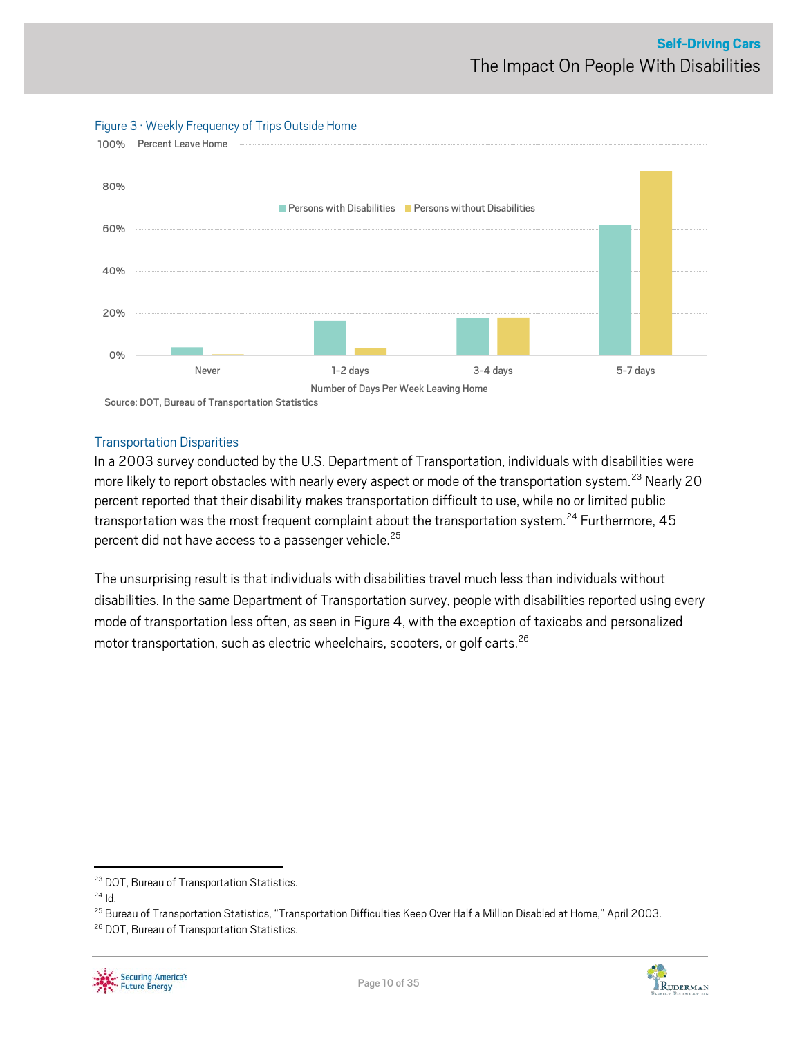Figure 3 · Weekly Frequency of Trips Outside Home

Source: DOT, Bureau of Transportation Statistics

## Transportation Disparities

In a 2003 survey conducted by the U.S. Department of Transportation, individuals with disabilities were more likely to report obstacles with nearly every aspect or mode of the transportation system.[23] Nearly 20 percent reported that their disability makes transportation difficult to use, while no or limited public transportation was the most frequent complaint about the transportation system.[24] Furthermore, 45 percent did not have access to a passenger vehicle.[25]

The unsurprising result is that individuals with disabilities travel much less than individuals without disabilities. In the same Department of Transportation survey, people with disabilities reported using every mode of transportation less often, as seen in Figure 4, with the exception of taxicabs and personalized motor transportation, such as electric wheelchairs, scooters, or golf carts.[26]

---

[23] DOT, Bureau of Transportation Statistics.

[24] Id.

[25] Bureau of Transportation Statistics, "Transportation Difficulties Keep Over Half a Million Disabled at Home," April 2003.

[26] DOT, Bureau of Transportation Statistics.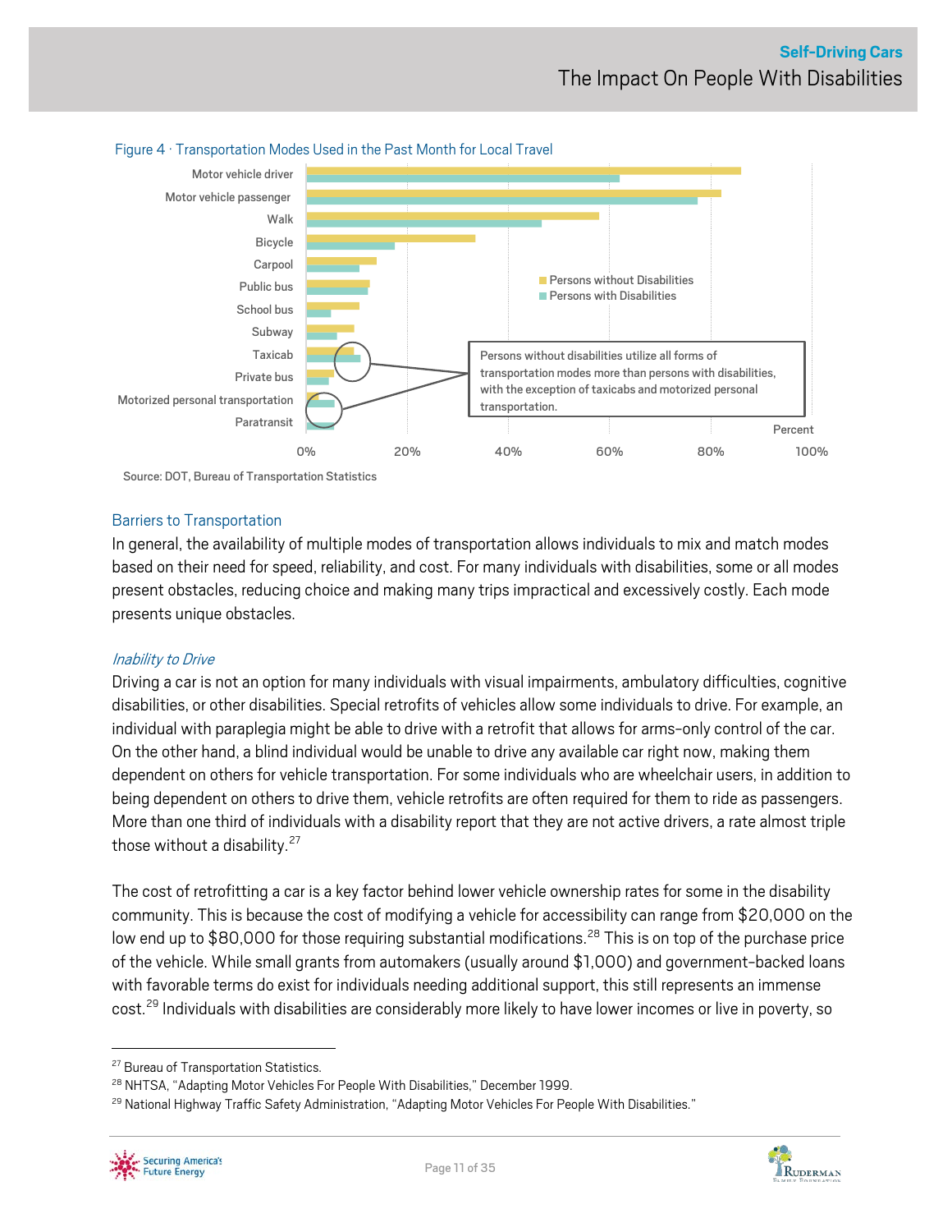Figure 4 · Transportation Modes Used in the Past Month for Local Travel

Persons without disabilities utilize all forms of transportation modes more than persons with disabilities, with the exception of taxicabs and motorized personal transportation.

Source: DOT, Bureau of Transportation Statistics

## Barriers to Transportation

In general, the availability of multiple modes of transportation allows individuals to mix and match modes based on their need for speed, reliability, and cost. For many individuals with disabilities, some or all modes present obstacles, reducing choice and making many trips impractical and excessively costly. Each mode presents unique obstacles.

### *Inability to Drive*

Driving a car is not an option for many individuals with visual impairments, ambulatory difficulties, cognitive disabilities, or other disabilities. Special retrofits of vehicles allow some individuals to drive. For example, an individual with paraplegia might be able to drive with a retrofit that allows for arms-only control of the car. On the other hand, a blind individual would be unable to drive any available car right now, making them dependent on others for vehicle transportation. For some individuals who are wheelchair users, in addition to being dependent on others to drive them, vehicle retrofits are often required for them to ride as passengers. More than one third of individuals with a disability report that they are not active drivers, a rate almost triple those without a disability.[27]

The cost of retrofitting a car is a key factor behind lower vehicle ownership rates for some in the disability community. This is because the cost of modifying a vehicle for accessibility can range from $20,000 on the low end up to $80,000 for those requiring substantial modifications.[28] This is on top of the purchase price of the vehicle. While small grants from automakers (usually around $1,000) and government-backed loans with favorable terms do exist for individuals needing additional support, this still represents an immense cost.[29] Individuals with disabilities are considerably more likely to have lower incomes or live in poverty, so

[27] Bureau of Transportation Statistics.

[28] NHTSA, "Adapting Motor Vehicles For People With Disabilities," December 1999.

[29] National Highway Traffic Safety Administration, "Adapting Motor Vehicles For People With Disabilities."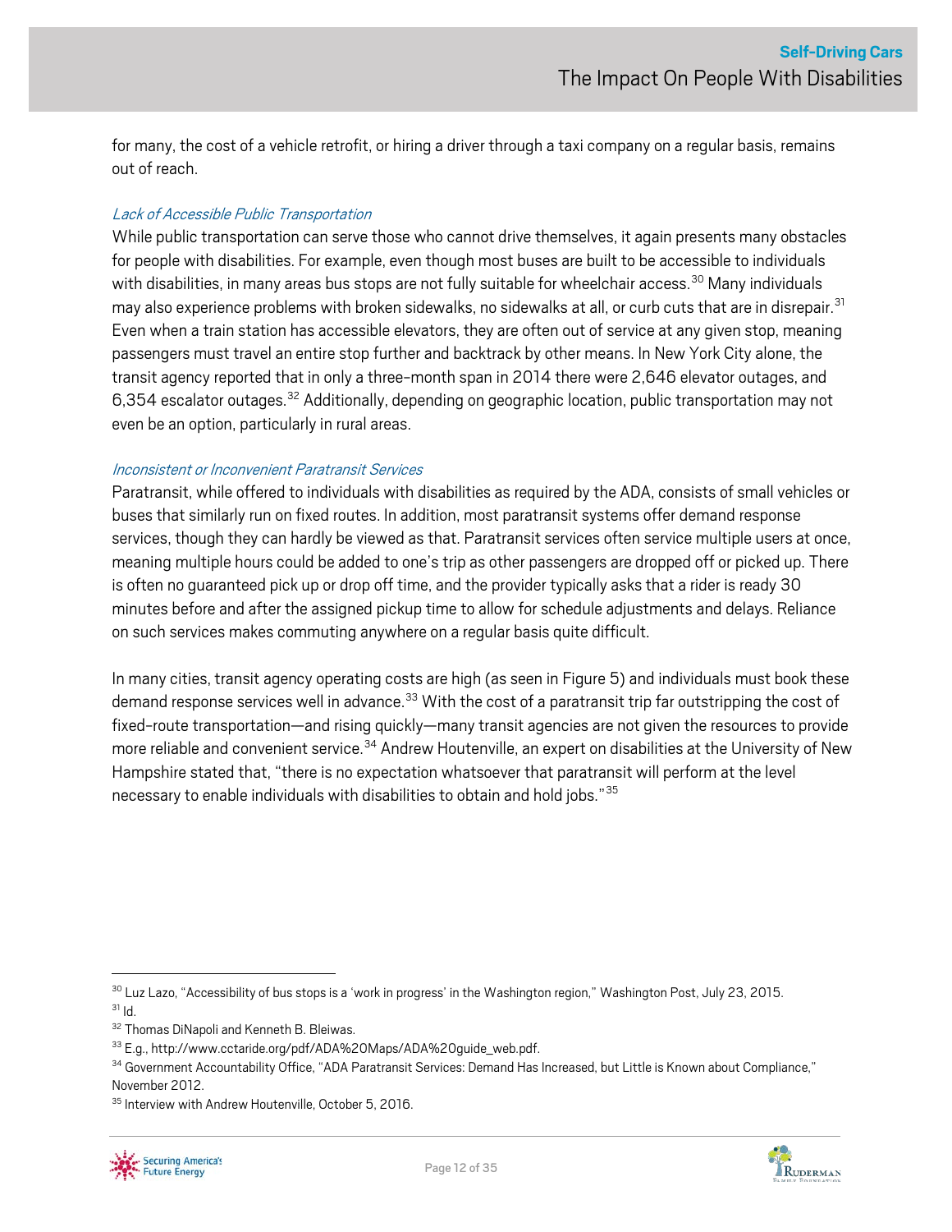for many, the cost of a vehicle retrofit, or hiring a driver through a taxi company on a regular basis, remains out of reach.

### *Lack of Accessible Public Transportation*

While public transportation can serve those who cannot drive themselves, it again presents many obstacles for people with disabilities. For example, even though most buses are built to be accessible to individuals with disabilities, in many areas bus stops are not fully suitable for wheelchair access.[30] Many individuals may also experience problems with broken sidewalks, no sidewalks at all, or curb cuts that are in disrepair.[31] Even when a train station has accessible elevators, they are often out of service at any given stop, meaning passengers must travel an entire stop further and backtrack by other means. In New York City alone, the transit agency reported that in only a three-month span in 2014 there were 2,646 elevator outages, and 6,354 escalator outages.[32] Additionally, depending on geographic location, public transportation may not even be an option, particularly in rural areas.

### *Inconsistent or Inconvenient Paratransit Services*

Paratransit, while offered to individuals with disabilities as required by the ADA, consists of small vehicles or buses that similarly run on fixed routes. In addition, most paratransit systems offer demand response services, though they can hardly be viewed as that. Paratransit services often service multiple users at once, meaning multiple hours could be added to one's trip as other passengers are dropped off or picked up. There is often no guaranteed pick up or drop off time, and the provider typically asks that a rider is ready 30 minutes before and after the assigned pickup time to allow for schedule adjustments and delays. Reliance on such services makes commuting anywhere on a regular basis quite difficult.

In many cities, transit agency operating costs are high (as seen in Figure 5) and individuals must book these demand response services well in advance.[33] With the cost of a paratransit trip far outstripping the cost of fixed-route transportation—and rising quickly—many transit agencies are not given the resources to provide more reliable and convenient service.[34] Andrew Houtenville, an expert on disabilities at the University of New Hampshire stated that, "there is no expectation whatsoever that paratransit will perform at the level necessary to enable individuals with disabilities to obtain and hold jobs."[35]

---

[30] Luz Lazo, "Accessibility of bus stops is a 'work in progress' in the Washington region," Washington Post, July 23, 2015.

[31] Id.

[32] Thomas DiNapoli and Kenneth B. Bleiwas.

[33] E.g., http://www.cctaride.org/pdf/ADA%20Maps/ADA%20guide_web.pdf.

[34] Government Accountability Office, "ADA Paratransit Services: Demand Has Increased, but Little is Known about Compliance," November 2012.

[35] Interview with Andrew Houtenville, October 5, 2016.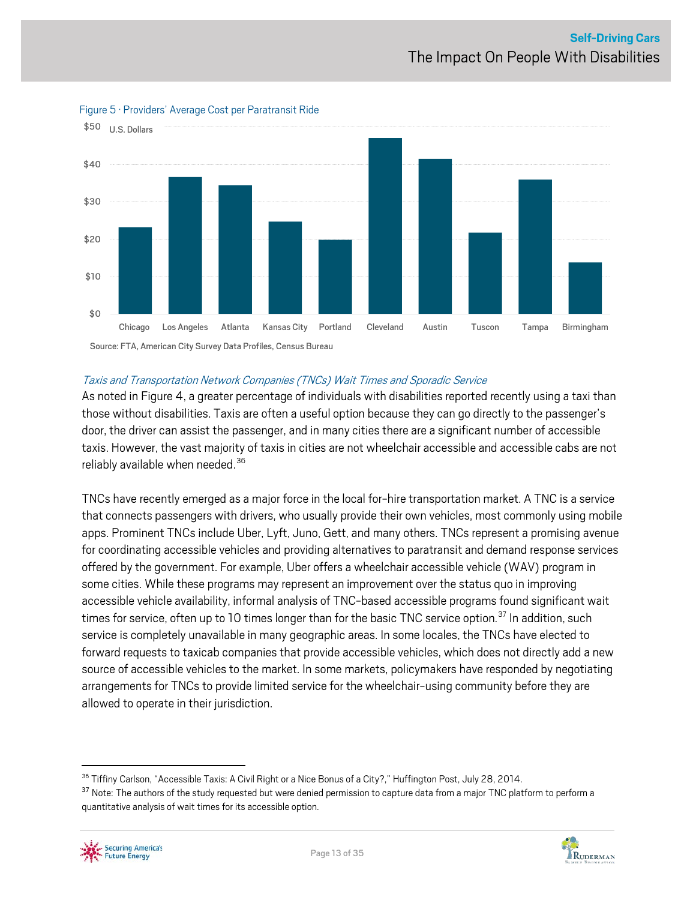Figure 5 · Providers' Average Cost per Paratransit Ride

Source: FTA, American City Survey Data Profiles, Census Bureau

*Taxis and Transportation Network Companies (TNCs) Wait Times and Sporadic Service*

As noted in Figure 4, a greater percentage of individuals with disabilities reported recently using a taxi than those without disabilities. Taxis are often a useful option because they can go directly to the passenger's door, the driver can assist the passenger, and in many cities there are a significant number of accessible taxis. However, the vast majority of taxis in cities are not wheelchair accessible and accessible cabs are not reliably available when needed.[36]

TNCs have recently emerged as a major force in the local for-hire transportation market. A TNC is a service that connects passengers with drivers, who usually provide their own vehicles, most commonly using mobile apps. Prominent TNCs include Uber, Lyft, Juno, Gett, and many others. TNCs represent a promising avenue for coordinating accessible vehicles and providing alternatives to paratransit and demand response services offered by the government. For example, Uber offers a wheelchair accessible vehicle (WAV) program in some cities. While these programs may represent an improvement over the status quo in improving accessible vehicle availability, informal analysis of TNC-based accessible programs found significant wait times for service, often up to 10 times longer than for the basic TNC service option.[37] In addition, such service is completely unavailable in many geographic areas. In some locales, the TNCs have elected to forward requests to taxicab companies that provide accessible vehicles, which does not directly add a new source of accessible vehicles to the market. In some markets, policymakers have responded by negotiating arrangements for TNCs to provide limited service for the wheelchair-using community before they are allowed to operate in their jurisdiction.

---

[36] Tiffiny Carlson, "Accessible Taxis: A Civil Right or a Nice Bonus of a City?," Huffington Post, July 28, 2014.

[37] Note: The authors of the study requested but were denied permission to capture data from a major TNC platform to perform a quantitative analysis of wait times for its accessible option.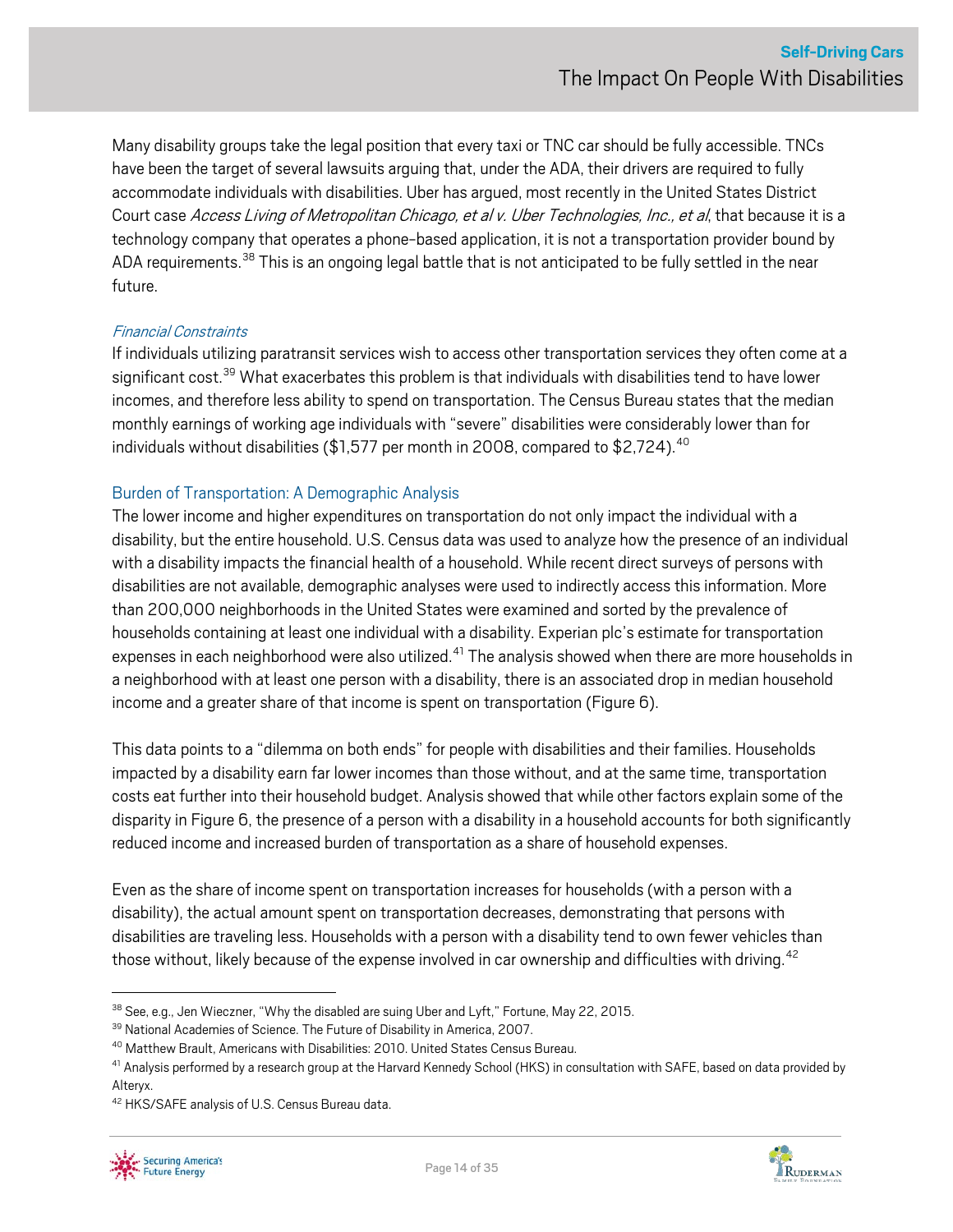Many disability groups take the legal position that every taxi or TNC car should be fully accessible. TNCs have been the target of several lawsuits arguing that, under the ADA, their drivers are required to fully accommodate individuals with disabilities. Uber has argued, most recently in the United States District Court case *Access Living of Metropolitan Chicago, et al v. Uber Technologies, Inc., et al*, that because it is a technology company that operates a phone-based application, it is not a transportation provider bound by ADA requirements.[38] This is an ongoing legal battle that is not anticipated to be fully settled in the near future.

### *Financial Constraints*

If individuals utilizing paratransit services wish to access other transportation services they often come at a significant cost.[39] What exacerbates this problem is that individuals with disabilities tend to have lower incomes, and therefore less ability to spend on transportation. The Census Bureau states that the median monthly earnings of working age individuals with "severe" disabilities were considerably lower than for individuals without disabilities ($1,577 per month in 2008, compared to $2,724).[40]

## Burden of Transportation: A Demographic Analysis

The lower income and higher expenditures on transportation do not only impact the individual with a disability, but the entire household. U.S. Census data was used to analyze how the presence of an individual with a disability impacts the financial health of a household. While recent direct surveys of persons with disabilities are not available, demographic analyses were used to indirectly access this information. More than 200,000 neighborhoods in the United States were examined and sorted by the prevalence of households containing at least one individual with a disability. Experian plc's estimate for transportation expenses in each neighborhood were also utilized.[41] The analysis showed when there are more households in a neighborhood with at least one person with a disability, there is an associated drop in median household income and a greater share of that income is spent on transportation (Figure 6).

This data points to a "dilemma on both ends" for people with disabilities and their families. Households impacted by a disability earn far lower incomes than those without, and at the same time, transportation costs eat further into their household budget. Analysis showed that while other factors explain some of the disparity in Figure 6, the presence of a person with a disability in a household accounts for both significantly reduced income and increased burden of transportation as a share of household expenses.

Even as the share of income spent on transportation increases for households (with a person with a disability), the actual amount spent on transportation decreases, demonstrating that persons with disabilities are traveling less. Households with a person with a disability tend to own fewer vehicles than those without, likely because of the expense involved in car ownership and difficulties with driving.[42]

---

[38] See, e.g., Jen Wieczner, "Why the disabled are suing Uber and Lyft," Fortune, May 22, 2015.

[39] National Academies of Science. The Future of Disability in America, 2007.

[40] Matthew Brault, Americans with Disabilities: 2010. United States Census Bureau.

[41] Analysis performed by a research group at the Harvard Kennedy School (HKS) in consultation with SAFE, based on data provided by Alteryx.

[42] HKS/SAFE analysis of U.S. Census Bureau data.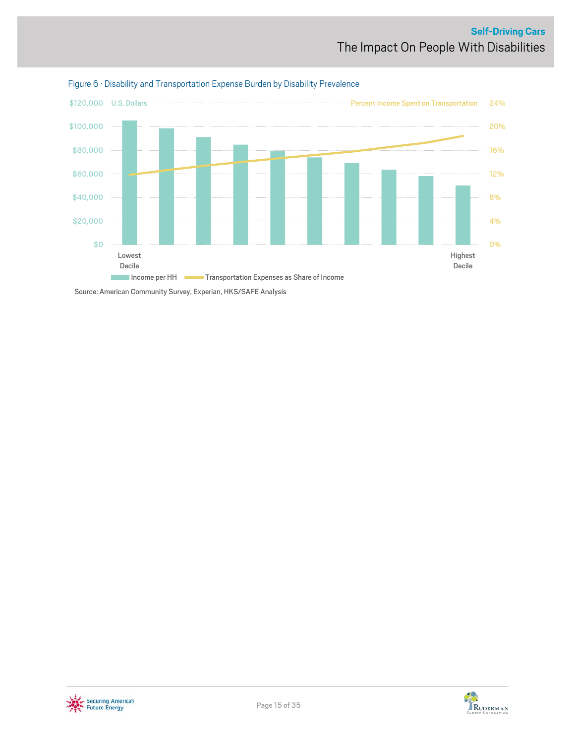Figure 6 · Disability and Transportation Expense Burden by Disability Prevalence

Source: American Community Survey, Experian, HKS/SAFE Analysis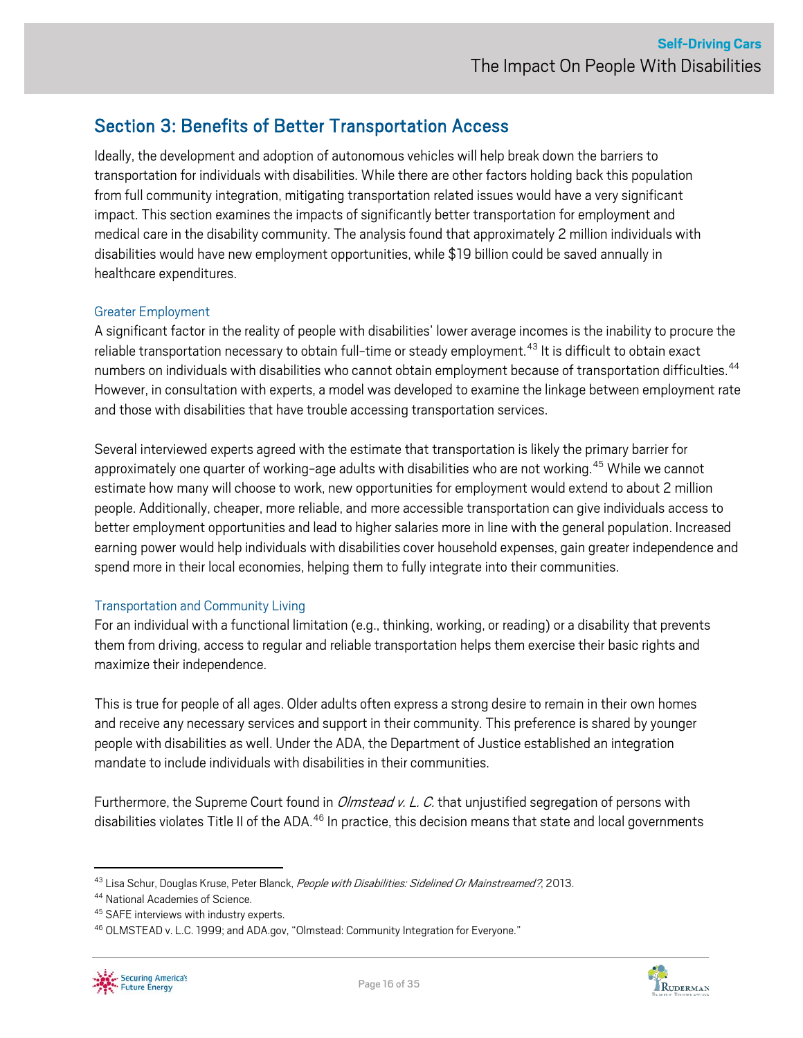## Section 3: Benefits of Better Transportation Access

Ideally, the development and adoption of autonomous vehicles will help break down the barriers to transportation for individuals with disabilities. While there are other factors holding back this population from full community integration, mitigating transportation related issues would have a very significant impact. This section examines the impacts of significantly better transportation for employment and medical care in the disability community. The analysis found that approximately 2 million individuals with disabilities would have new employment opportunities, while $19 billion could be saved annually in healthcare expenditures.

### Greater Employment

A significant factor in the reality of people with disabilities' lower average incomes is the inability to procure the reliable transportation necessary to obtain full-time or steady employment.[43] It is difficult to obtain exact numbers on individuals with disabilities who cannot obtain employment because of transportation difficulties.[44] However, in consultation with experts, a model was developed to examine the linkage between employment rate and those with disabilities that have trouble accessing transportation services.

Several interviewed experts agreed with the estimate that transportation is likely the primary barrier for approximately one quarter of working-age adults with disabilities who are not working.[45] While we cannot estimate how many will choose to work, new opportunities for employment would extend to about 2 million people. Additionally, cheaper, more reliable, and more accessible transportation can give individuals access to better employment opportunities and lead to higher salaries more in line with the general population. Increased earning power would help individuals with disabilities cover household expenses, gain greater independence and spend more in their local economies, helping them to fully integrate into their communities.

### Transportation and Community Living

For an individual with a functional limitation (e.g., thinking, working, or reading) or a disability that prevents them from driving, access to regular and reliable transportation helps them exercise their basic rights and maximize their independence.

This is true for people of all ages. Older adults often express a strong desire to remain in their own homes and receive any necessary services and support in their community. This preference is shared by younger people with disabilities as well. Under the ADA, the Department of Justice established an integration mandate to include individuals with disabilities in their communities.

Furthermore, the Supreme Court found in *Olmstead v. L. C.* that unjustified segregation of persons with disabilities violates Title II of the ADA.[46] In practice, this decision means that state and local governments

---

[43] Lisa Schur, Douglas Kruse, Peter Blanck, *People with Disabilities: Sidelined Or Mainstreamed?*, 2013.

[44] National Academies of Science.

[45] SAFE interviews with industry experts.

[46] OLMSTEAD v. L.C. 1999; and ADA.gov, "Olmstead: Community Integration for Everyone."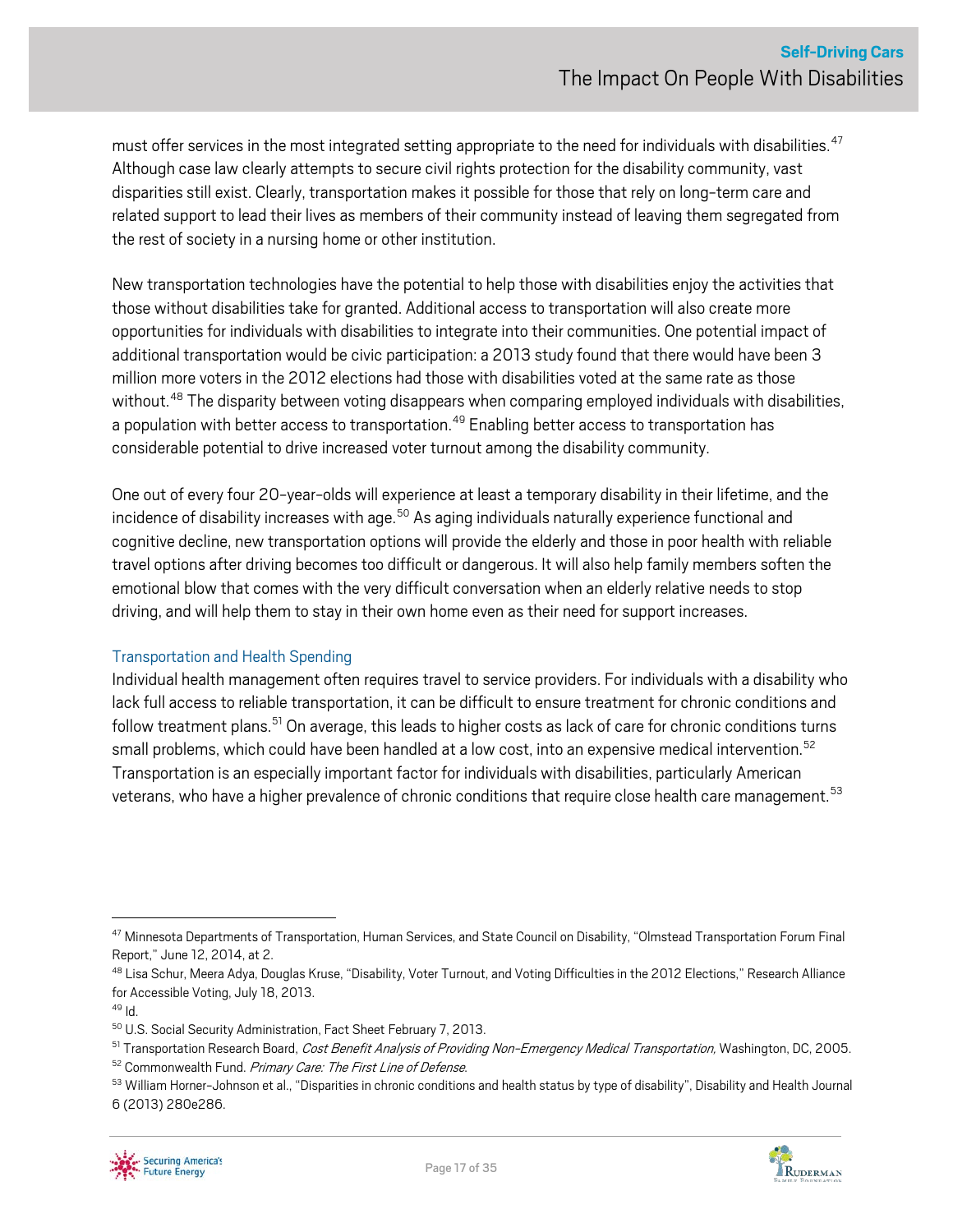must offer services in the most integrated setting appropriate to the need for individuals with disabilities.[47] Although case law clearly attempts to secure civil rights protection for the disability community, vast disparities still exist. Clearly, transportation makes it possible for those that rely on long-term care and related support to lead their lives as members of their community instead of leaving them segregated from the rest of society in a nursing home or other institution.

New transportation technologies have the potential to help those with disabilities enjoy the activities that those without disabilities take for granted. Additional access to transportation will also create more opportunities for individuals with disabilities to integrate into their communities. One potential impact of additional transportation would be civic participation: a 2013 study found that there would have been 3 million more voters in the 2012 elections had those with disabilities voted at the same rate as those without.[48] The disparity between voting disappears when comparing employed individuals with disabilities, a population with better access to transportation.[49] Enabling better access to transportation has considerable potential to drive increased voter turnout among the disability community.

One out of every four 20-year-olds will experience at least a temporary disability in their lifetime, and the incidence of disability increases with age.[50] As aging individuals naturally experience functional and cognitive decline, new transportation options will provide the elderly and those in poor health with reliable travel options after driving becomes too difficult or dangerous. It will also help family members soften the emotional blow that comes with the very difficult conversation when an elderly relative needs to stop driving, and will help them to stay in their own home even as their need for support increases.

### Transportation and Health Spending

Individual health management often requires travel to service providers. For individuals with a disability who lack full access to reliable transportation, it can be difficult to ensure treatment for chronic conditions and follow treatment plans.[51] On average, this leads to higher costs as lack of care for chronic conditions turns small problems, which could have been handled at a low cost, into an expensive medical intervention.[52] Transportation is an especially important factor for individuals with disabilities, particularly American veterans, who have a higher prevalence of chronic conditions that require close health care management.[53]

---

[47] Minnesota Departments of Transportation, Human Services, and State Council on Disability, "Olmstead Transportation Forum Final Report," June 12, 2014, at 2.

[48] Lisa Schur, Meera Adya, Douglas Kruse, "Disability, Voter Turnout, and Voting Difficulties in the 2012 Elections," Research Alliance for Accessible Voting, July 18, 2013.

[49] Id.

[50] U.S. Social Security Administration, Fact Sheet February 7, 2013.

[51] Transportation Research Board, *Cost Benefit Analysis of Providing Non-Emergency Medical Transportation,* Washington, DC, 2005.

[52] Commonwealth Fund. *Primary Care: The First Line of Defense*.

[53] William Horner-Johnson et al., "Disparities in chronic conditions and health status by type of disability", Disability and Health Journal 6 (2013) 280e286.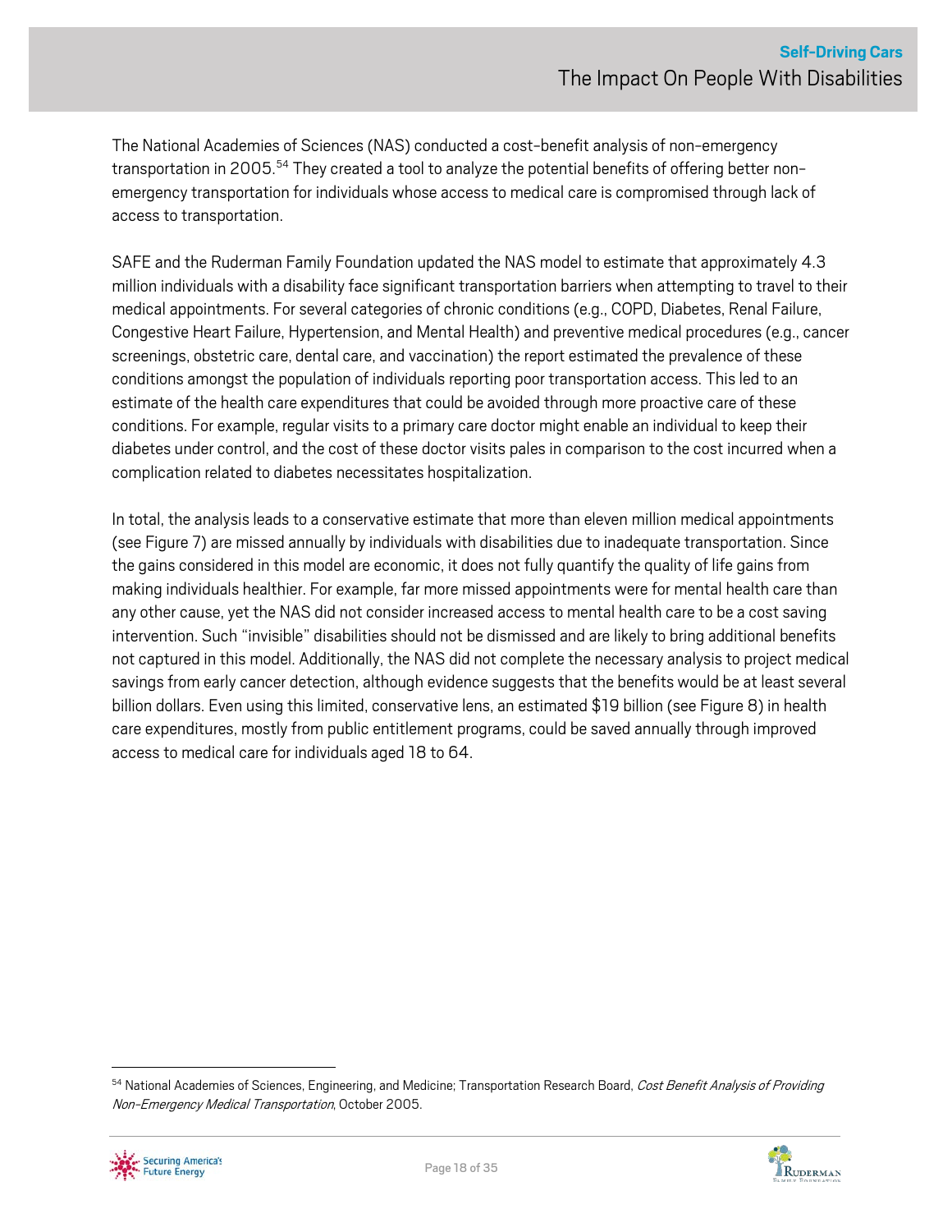The National Academies of Sciences (NAS) conducted a cost-benefit analysis of non-emergency transportation in 2005.[54] They created a tool to analyze the potential benefits of offering better non-emergency transportation for individuals whose access to medical care is compromised through lack of access to transportation.

SAFE and the Ruderman Family Foundation updated the NAS model to estimate that approximately 4.3 million individuals with a disability face significant transportation barriers when attempting to travel to their medical appointments. For several categories of chronic conditions (e.g., COPD, Diabetes, Renal Failure, Congestive Heart Failure, Hypertension, and Mental Health) and preventive medical procedures (e.g., cancer screenings, obstetric care, dental care, and vaccination) the report estimated the prevalence of these conditions amongst the population of individuals reporting poor transportation access. This led to an estimate of the health care expenditures that could be avoided through more proactive care of these conditions. For example, regular visits to a primary care doctor might enable an individual to keep their diabetes under control, and the cost of these doctor visits pales in comparison to the cost incurred when a complication related to diabetes necessitates hospitalization.

In total, the analysis leads to a conservative estimate that more than eleven million medical appointments (see Figure 7) are missed annually by individuals with disabilities due to inadequate transportation. Since the gains considered in this model are economic, it does not fully quantify the quality of life gains from making individuals healthier. For example, far more missed appointments were for mental health care than any other cause, yet the NAS did not consider increased access to mental health care to be a cost saving intervention. Such "invisible" disabilities should not be dismissed and are likely to bring additional benefits not captured in this model. Additionally, the NAS did not complete the necessary analysis to project medical savings from early cancer detection, although evidence suggests that the benefits would be at least several billion dollars. Even using this limited, conservative lens, an estimated $19 billion (see Figure 8) in health care expenditures, mostly from public entitlement programs, could be saved annually through improved access to medical care for individuals aged 18 to 64.

---

[54] National Academies of Sciences, Engineering, and Medicine; Transportation Research Board, *Cost Benefit Analysis of Providing Non-Emergency Medical Transportation*, October 2005.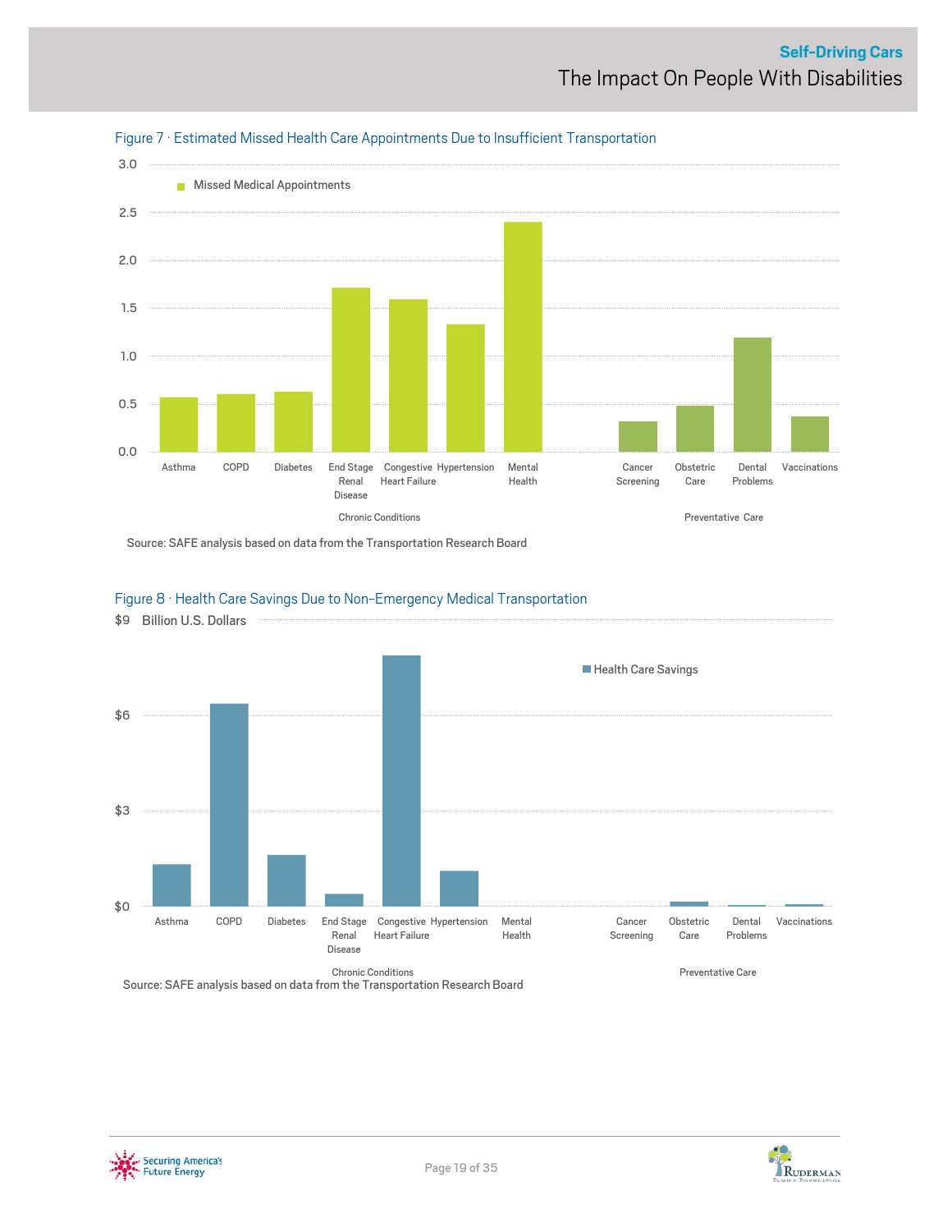Figure 7 · Estimated Missed Health Care Appointments Due to Insufficient Transportation

Source: SAFE analysis based on data from the Transportation Research Board

Figure 8 · Health Care Savings Due to Non-Emergency Medical Transportation

Source: SAFE analysis based on data from the Transportation Research Board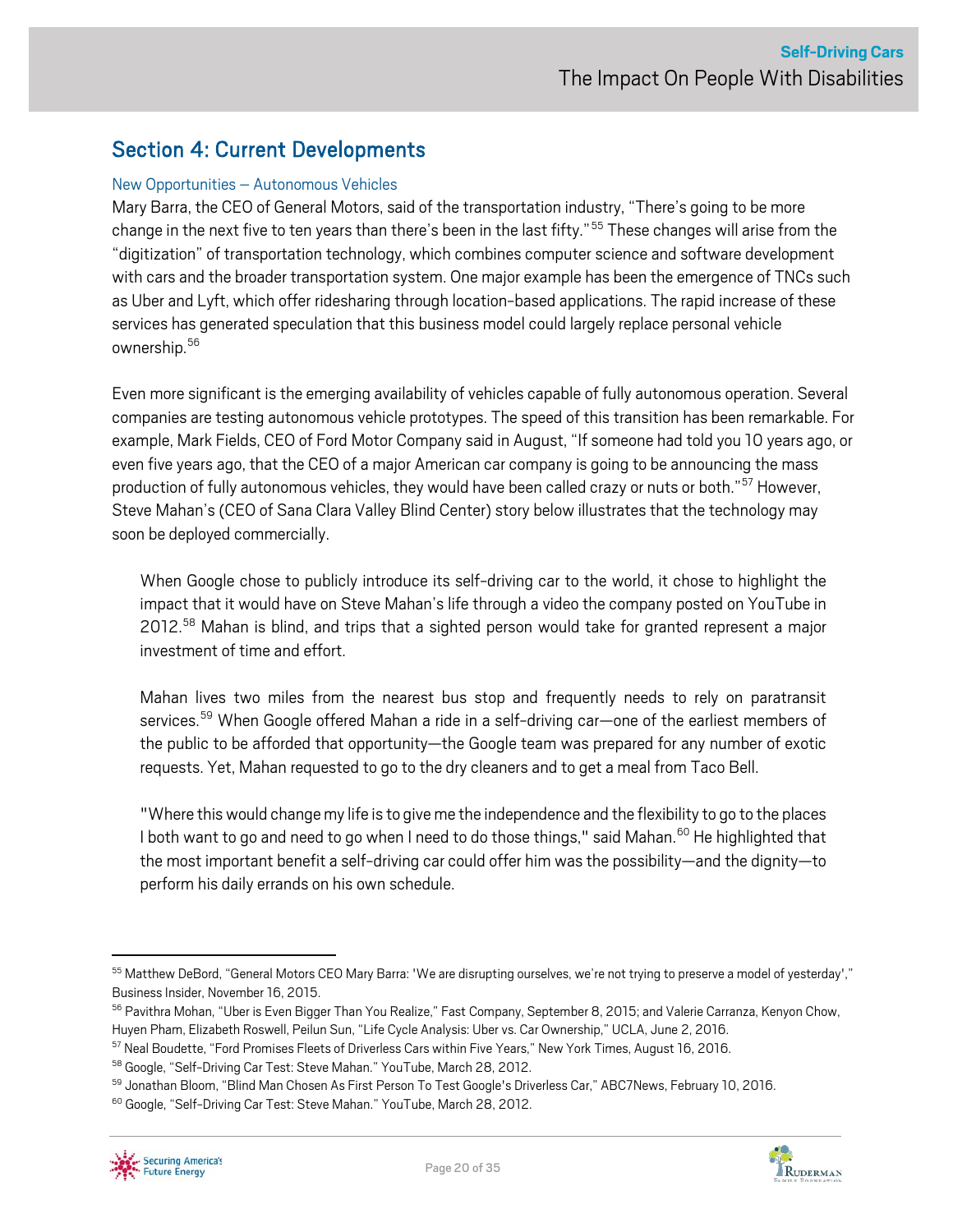## Section 4: Current Developments

### New Opportunities – Autonomous Vehicles

Mary Barra, the CEO of General Motors, said of the transportation industry, "There's going to be more change in the next five to ten years than there's been in the last fifty."[55] These changes will arise from the "digitization" of transportation technology, which combines computer science and software development with cars and the broader transportation system. One major example has been the emergence of TNCs such as Uber and Lyft, which offer ridesharing through location-based applications. The rapid increase of these services has generated speculation that this business model could largely replace personal vehicle ownership.[56]

Even more significant is the emerging availability of vehicles capable of fully autonomous operation. Several companies are testing autonomous vehicle prototypes. The speed of this transition has been remarkable. For example, Mark Fields, CEO of Ford Motor Company said in August, "If someone had told you 10 years ago, or even five years ago, that the CEO of a major American car company is going to be announcing the mass production of fully autonomous vehicles, they would have been called crazy or nuts or both."[57] However, Steve Mahan's (CEO of Sana Clara Valley Blind Center) story below illustrates that the technology may soon be deployed commercially.

> When Google chose to publicly introduce its self-driving car to the world, it chose to highlight the impact that it would have on Steve Mahan's life through a video the company posted on YouTube in 2012.[58] Mahan is blind, and trips that a sighted person would take for granted represent a major investment of time and effort.
>
> Mahan lives two miles from the nearest bus stop and frequently needs to rely on paratransit services.[59] When Google offered Mahan a ride in a self-driving car—one of the earliest members of the public to be afforded that opportunity—the Google team was prepared for any number of exotic requests. Yet, Mahan requested to go to the dry cleaners and to get a meal from Taco Bell.
>
> "Where this would change my life is to give me the independence and the flexibility to go to the places I both want to go and need to go when I need to do those things," said Mahan.[60] He highlighted that the most important benefit a self-driving car could offer him was the possibility—and the dignity—to perform his daily errands on his own schedule.

---

[55] Matthew DeBord, "General Motors CEO Mary Barra: 'We are disrupting ourselves, we're not trying to preserve a model of yesterday'," Business Insider, November 16, 2015.

[56] Pavithra Mohan, "Uber is Even Bigger Than You Realize," Fast Company, September 8, 2015; and Valerie Carranza, Kenyon Chow, Huyen Pham, Elizabeth Roswell, Peilun Sun, "Life Cycle Analysis: Uber vs. Car Ownership," UCLA, June 2, 2016.

[57] Neal Boudette, "Ford Promises Fleets of Driverless Cars within Five Years," New York Times, August 16, 2016.

[58] Google, "Self-Driving Car Test: Steve Mahan." YouTube, March 28, 2012.

[59] Jonathan Bloom, "Blind Man Chosen As First Person To Test Google's Driverless Car," ABC7News, February 10, 2016.

[60] Google, "Self-Driving Car Test: Steve Mahan." YouTube, March 28, 2012.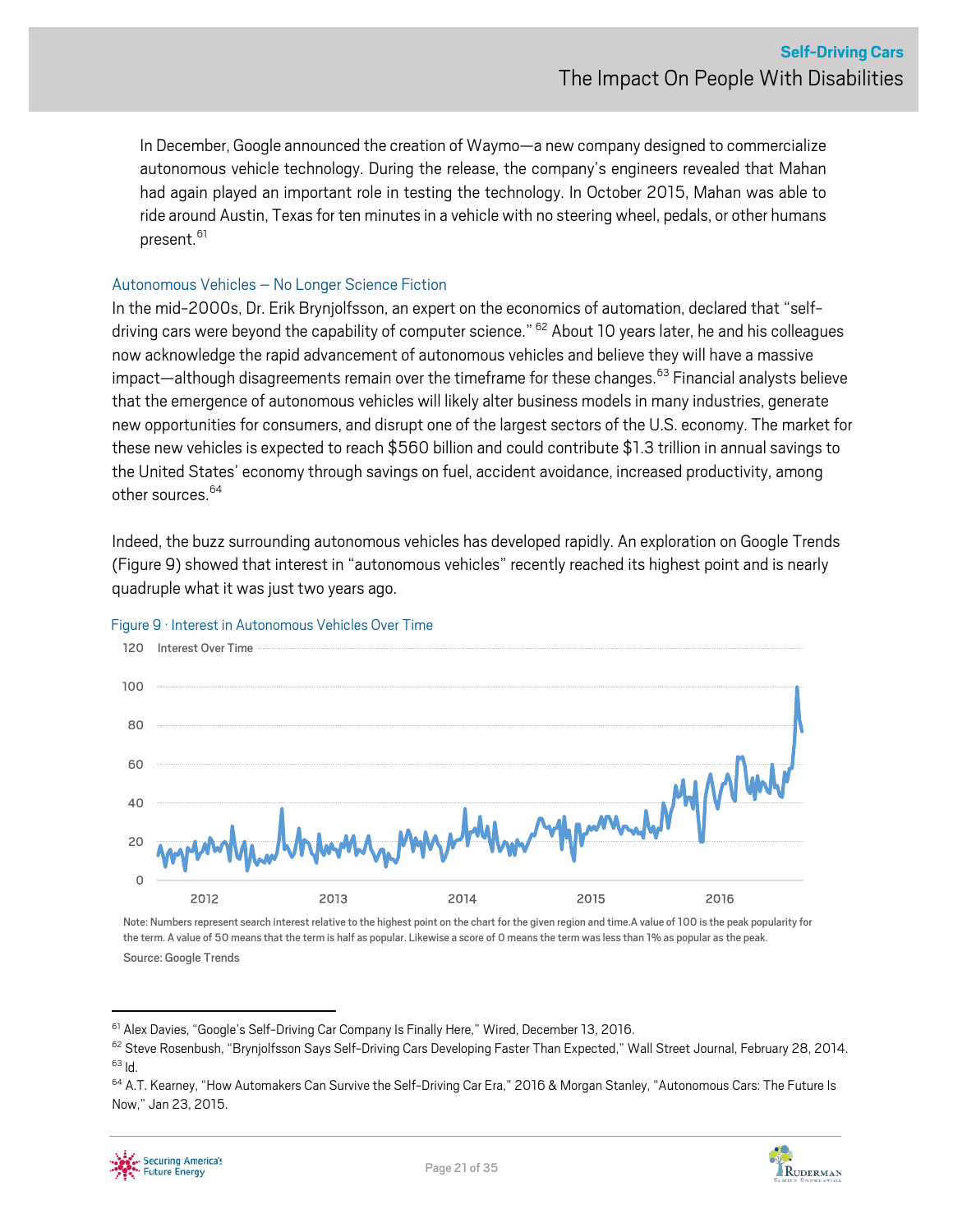In December, Google announced the creation of Waymo—a new company designed to commercialize autonomous vehicle technology. During the release, the company's engineers revealed that Mahan had again played an important role in testing the technology. In October 2015, Mahan was able to ride around Austin, Texas for ten minutes in a vehicle with no steering wheel, pedals, or other humans present.[61]

### Autonomous Vehicles – No Longer Science Fiction

In the mid-2000s, Dr. Erik Brynjolfsson, an expert on the economics of automation, declared that "self-driving cars were beyond the capability of computer science." [62] About 10 years later, he and his colleagues now acknowledge the rapid advancement of autonomous vehicles and believe they will have a massive impact—although disagreements remain over the timeframe for these changes.[63] Financial analysts believe that the emergence of autonomous vehicles will likely alter business models in many industries, generate new opportunities for consumers, and disrupt one of the largest sectors of the U.S. economy. The market for these new vehicles is expected to reach $560 billion and could contribute $1.3 trillion in annual savings to the United States' economy through savings on fuel, accident avoidance, increased productivity, among other sources.[64]

Indeed, the buzz surrounding autonomous vehicles has developed rapidly. An exploration on Google Trends (Figure 9) showed that interest in "autonomous vehicles" recently reached its highest point and is nearly quadruple what it was just two years ago.

Figure 9 · Interest in Autonomous Vehicles Over Time

Note: Numbers represent search interest relative to the highest point on the chart for the given region and time.A value of 100 is the peak popularity for the term. A value of 50 means that the term is half as popular. Likewise a score of 0 means the term was less than 1% as popular as the peak.

Source: Google Trends

---

[61] Alex Davies, "Google's Self-Driving Car Company Is Finally Here," Wired, December 13, 2016.

[62] Steve Rosenbush, "Brynjolfsson Says Self-Driving Cars Developing Faster Than Expected," Wall Street Journal, February 28, 2014.

[63] Id.

[64] A.T. Kearney, "How Automakers Can Survive the Self-Driving Car Era," 2016 & Morgan Stanley, "Autonomous Cars: The Future Is Now," Jan 23, 2015.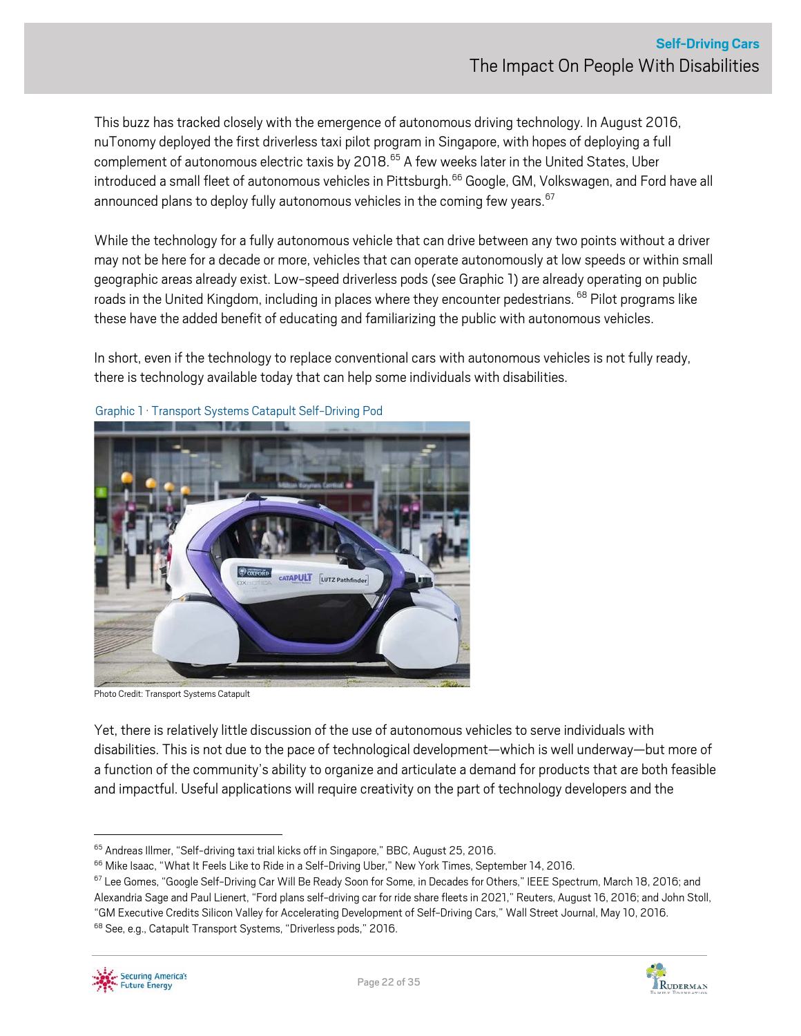This buzz has tracked closely with the emergence of autonomous driving technology. In August 2016, nuTonomy deployed the first driverless taxi pilot program in Singapore, with hopes of deploying a full complement of autonomous electric taxis by 2018.[65] A few weeks later in the United States, Uber introduced a small fleet of autonomous vehicles in Pittsburgh.[66] Google, GM, Volkswagen, and Ford have all announced plans to deploy fully autonomous vehicles in the coming few years.[67]

While the technology for a fully autonomous vehicle that can drive between any two points without a driver may not be here for a decade or more, vehicles that can operate autonomously at low speeds or within small geographic areas already exist. Low-speed driverless pods (see Graphic 1) are already operating on public roads in the United Kingdom, including in places where they encounter pedestrians.[68] Pilot programs like these have the added benefit of educating and familiarizing the public with autonomous vehicles.

In short, even if the technology to replace conventional cars with autonomous vehicles is not fully ready, there is technology available today that can help some individuals with disabilities.

Graphic 1 · Transport Systems Catapult Self-Driving Pod

Photo Credit: Transport Systems Catapult

Yet, there is relatively little discussion of the use of autonomous vehicles to serve individuals with disabilities. This is not due to the pace of technological development—which is well underway—but more of a function of the community's ability to organize and articulate a demand for products that are both feasible and impactful. Useful applications will require creativity on the part of technology developers and the

---

[65] Andreas Illmer, "Self-driving taxi trial kicks off in Singapore," BBC, August 25, 2016.

[66] Mike Isaac, "What It Feels Like to Ride in a Self-Driving Uber," New York Times, September 14, 2016.

[67] Lee Gomes, "Google Self-Driving Car Will Be Ready Soon for Some, in Decades for Others," IEEE Spectrum, March 18, 2016; and Alexandria Sage and Paul Lienert, "Ford plans self-driving car for ride share fleets in 2021," Reuters, August 16, 2016; and John Stoll, "GM Executive Credits Silicon Valley for Accelerating Development of Self-Driving Cars," Wall Street Journal, May 10, 2016.

[68] See, e.g., Catapult Transport Systems, "Driverless pods," 2016.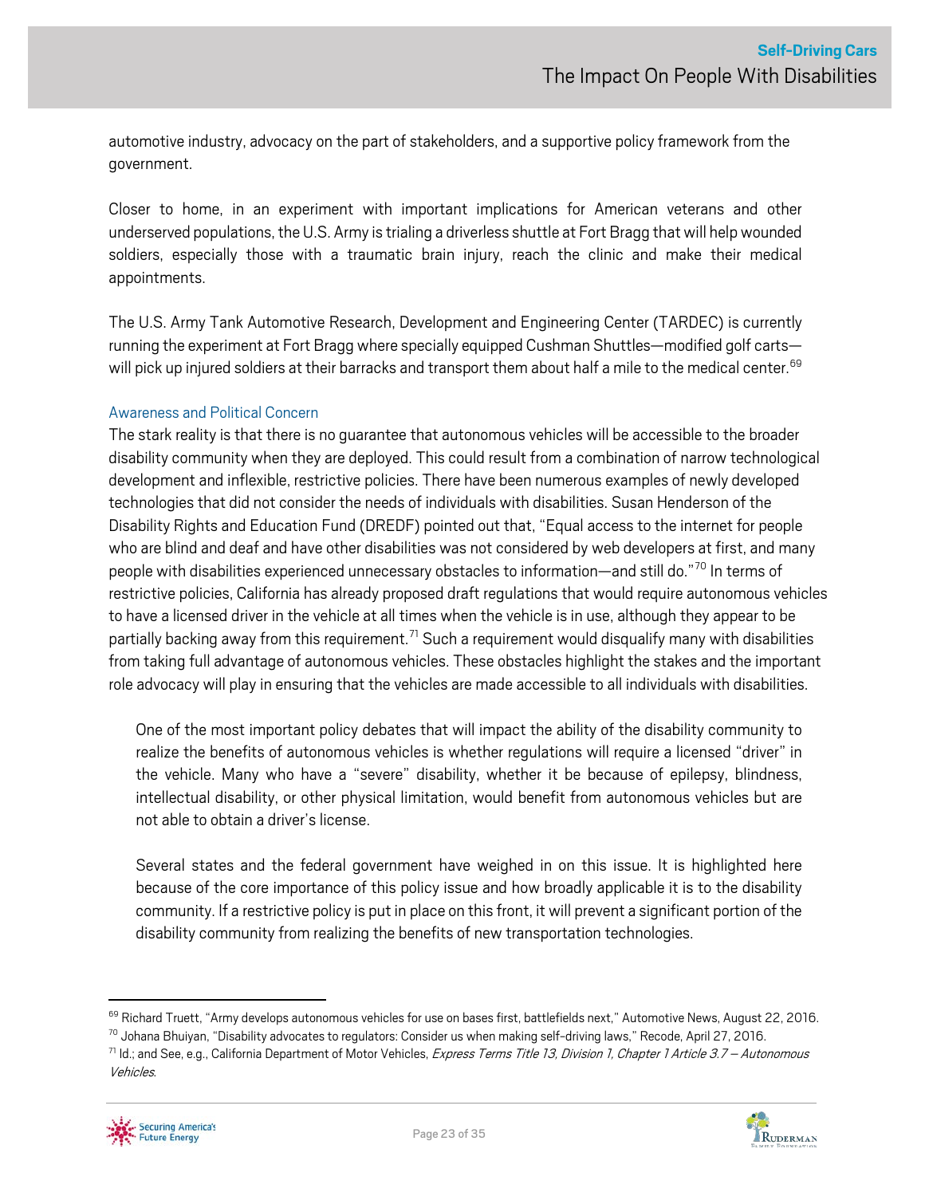automotive industry, advocacy on the part of stakeholders, and a supportive policy framework from the government.

Closer to home, in an experiment with important implications for American veterans and other underserved populations, the U.S. Army is trialing a driverless shuttle at Fort Bragg that will help wounded soldiers, especially those with a traumatic brain injury, reach the clinic and make their medical appointments.

The U.S. Army Tank Automotive Research, Development and Engineering Center (TARDEC) is currently running the experiment at Fort Bragg where specially equipped Cushman Shuttles—modified golf carts—will pick up injured soldiers at their barracks and transport them about half a mile to the medical center.[69]

### Awareness and Political Concern

The stark reality is that there is no guarantee that autonomous vehicles will be accessible to the broader disability community when they are deployed. This could result from a combination of narrow technological development and inflexible, restrictive policies. There have been numerous examples of newly developed technologies that did not consider the needs of individuals with disabilities. Susan Henderson of the Disability Rights and Education Fund (DREDF) pointed out that, "Equal access to the internet for people who are blind and deaf and have other disabilities was not considered by web developers at first, and many people with disabilities experienced unnecessary obstacles to information—and still do."[70] In terms of restrictive policies, California has already proposed draft regulations that would require autonomous vehicles to have a licensed driver in the vehicle at all times when the vehicle is in use, although they appear to be partially backing away from this requirement.[71] Such a requirement would disqualify many with disabilities from taking full advantage of autonomous vehicles. These obstacles highlight the stakes and the important role advocacy will play in ensuring that the vehicles are made accessible to all individuals with disabilities.

> One of the most important policy debates that will impact the ability of the disability community to realize the benefits of autonomous vehicles is whether regulations will require a licensed "driver" in the vehicle. Many who have a "severe" disability, whether it be because of epilepsy, blindness, intellectual disability, or other physical limitation, would benefit from autonomous vehicles but are not able to obtain a driver's license.
>
> Several states and the federal government have weighed in on this issue. It is highlighted here because of the core importance of this policy issue and how broadly applicable it is to the disability community. If a restrictive policy is put in place on this front, it will prevent a significant portion of the disability community from realizing the benefits of new transportation technologies.

---

[69] Richard Truett, "Army develops autonomous vehicles for use on bases first, battlefields next," Automotive News, August 22, 2016.

[70] Johana Bhuiyan, "Disability advocates to regulators: Consider us when making self-driving laws," Recode, April 27, 2016.

[71] Id.; and See, e.g., California Department of Motor Vehicles, *Express Terms Title 13, Division 1, Chapter 1 Article 3.7 – Autonomous Vehicles*.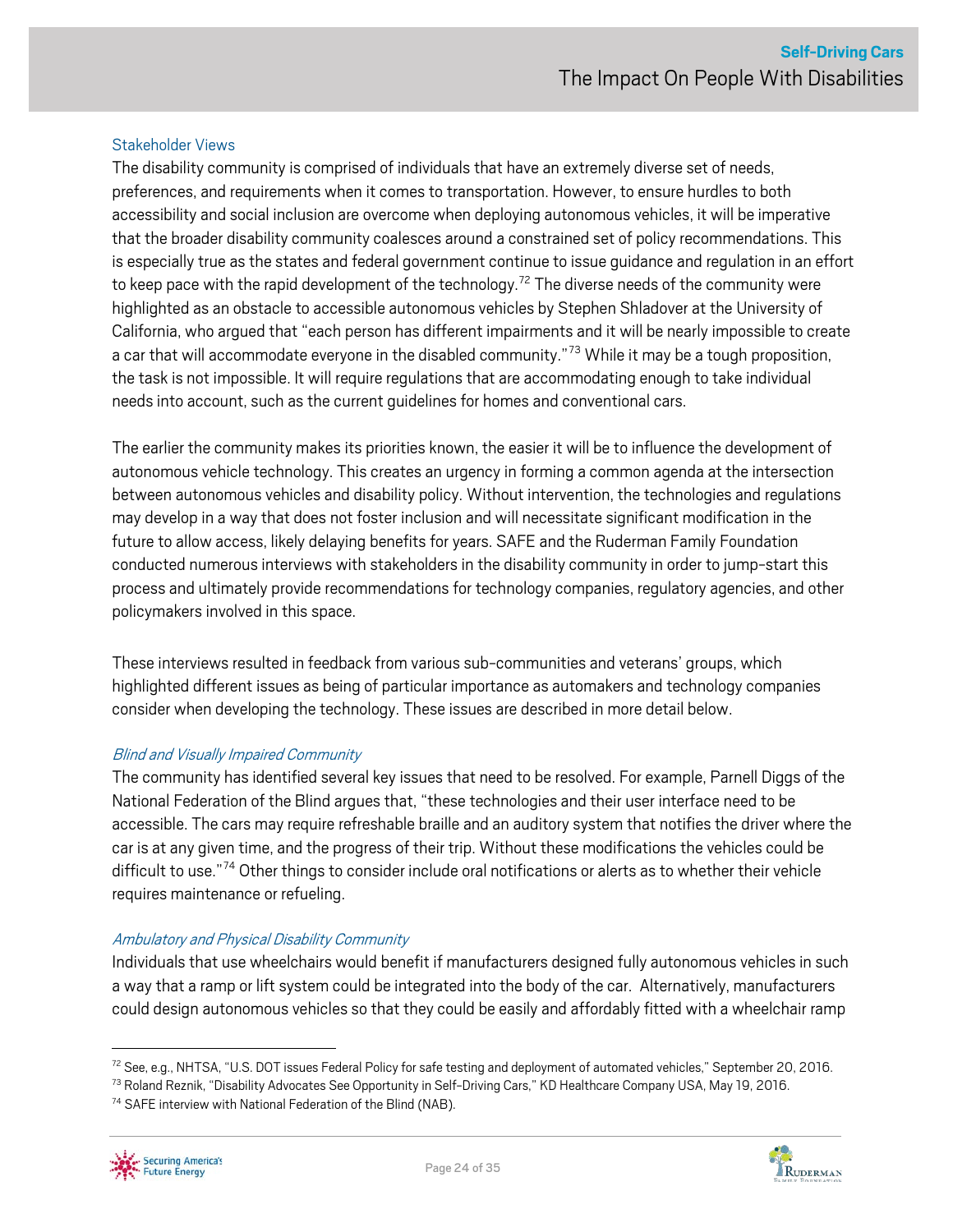## Stakeholder Views

The disability community is comprised of individuals that have an extremely diverse set of needs, preferences, and requirements when it comes to transportation. However, to ensure hurdles to both accessibility and social inclusion are overcome when deploying autonomous vehicles, it will be imperative that the broader disability community coalesces around a constrained set of policy recommendations. This is especially true as the states and federal government continue to issue guidance and regulation in an effort to keep pace with the rapid development of the technology.[72] The diverse needs of the community were highlighted as an obstacle to accessible autonomous vehicles by Stephen Shladover at the University of California, who argued that "each person has different impairments and it will be nearly impossible to create a car that will accommodate everyone in the disabled community."[73] While it may be a tough proposition, the task is not impossible. It will require regulations that are accommodating enough to take individual needs into account, such as the current guidelines for homes and conventional cars.

The earlier the community makes its priorities known, the easier it will be to influence the development of autonomous vehicle technology. This creates an urgency in forming a common agenda at the intersection between autonomous vehicles and disability policy. Without intervention, the technologies and regulations may develop in a way that does not foster inclusion and will necessitate significant modification in the future to allow access, likely delaying benefits for years. SAFE and the Ruderman Family Foundation conducted numerous interviews with stakeholders in the disability community in order to jump-start this process and ultimately provide recommendations for technology companies, regulatory agencies, and other policymakers involved in this space.

These interviews resulted in feedback from various sub-communities and veterans' groups, which highlighted different issues as being of particular importance as automakers and technology companies consider when developing the technology. These issues are described in more detail below.

### *Blind and Visually Impaired Community*

The community has identified several key issues that need to be resolved. For example, Parnell Diggs of the National Federation of the Blind argues that, "these technologies and their user interface need to be accessible. The cars may require refreshable braille and an auditory system that notifies the driver where the car is at any given time, and the progress of their trip. Without these modifications the vehicles could be difficult to use."[74] Other things to consider include oral notifications or alerts as to whether their vehicle requires maintenance or refueling.

### *Ambulatory and Physical Disability Community*

Individuals that use wheelchairs would benefit if manufacturers designed fully autonomous vehicles in such a way that a ramp or lift system could be integrated into the body of the car. Alternatively, manufacturers could design autonomous vehicles so that they could be easily and affordably fitted with a wheelchair ramp

---

[72] See, e.g., NHTSA, "U.S. DOT issues Federal Policy for safe testing and deployment of automated vehicles," September 20, 2016.

[73] Roland Reznik, "Disability Advocates See Opportunity in Self-Driving Cars," KD Healthcare Company USA, May 19, 2016.

[74] SAFE interview with National Federation of the Blind (NAB).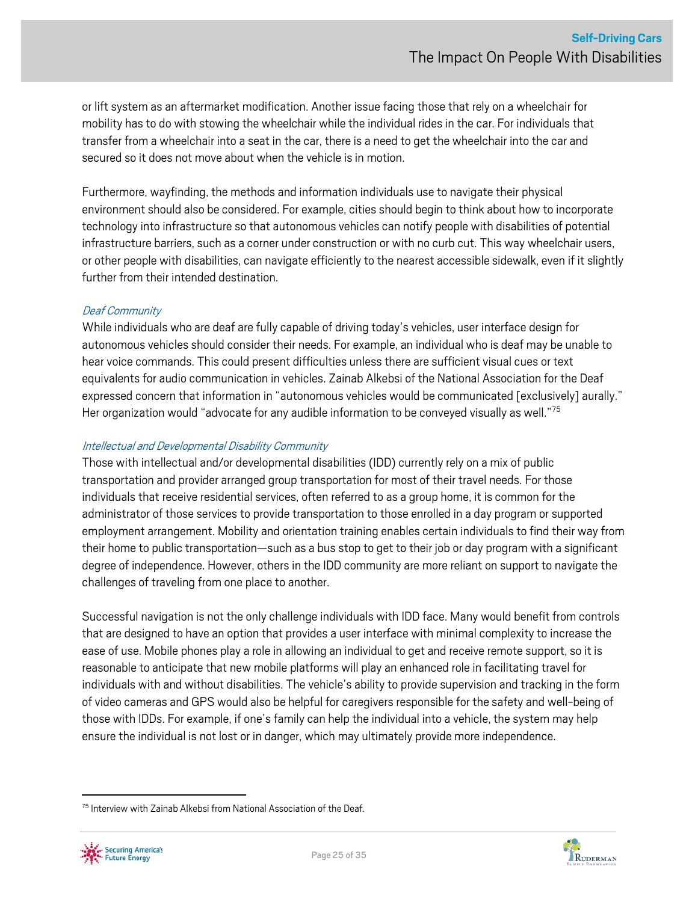or lift system as an aftermarket modification. Another issue facing those that rely on a wheelchair for mobility has to do with stowing the wheelchair while the individual rides in the car. For individuals that transfer from a wheelchair into a seat in the car, there is a need to get the wheelchair into the car and secured so it does not move about when the vehicle is in motion.

Furthermore, wayfinding, the methods and information individuals use to navigate their physical environment should also be considered. For example, cities should begin to think about how to incorporate technology into infrastructure so that autonomous vehicles can notify people with disabilities of potential infrastructure barriers, such as a corner under construction or with no curb cut. This way wheelchair users, or other people with disabilities, can navigate efficiently to the nearest accessible sidewalk, even if it slightly further from their intended destination.

*Deaf Community*

While individuals who are deaf are fully capable of driving today's vehicles, user interface design for autonomous vehicles should consider their needs. For example, an individual who is deaf may be unable to hear voice commands. This could present difficulties unless there are sufficient visual cues or text equivalents for audio communication in vehicles. Zainab Alkebsi of the National Association for the Deaf expressed concern that information in "autonomous vehicles would be communicated [exclusively] aurally." Her organization would "advocate for any audible information to be conveyed visually as well."[75]

*Intellectual and Developmental Disability Community*

Those with intellectual and/or developmental disabilities (IDD) currently rely on a mix of public transportation and provider arranged group transportation for most of their travel needs. For those individuals that receive residential services, often referred to as a group home, it is common for the administrator of those services to provide transportation to those enrolled in a day program or supported employment arrangement. Mobility and orientation training enables certain individuals to find their way from their home to public transportation—such as a bus stop to get to their job or day program with a significant degree of independence. However, others in the IDD community are more reliant on support to navigate the challenges of traveling from one place to another.

Successful navigation is not the only challenge individuals with IDD face. Many would benefit from controls that are designed to have an option that provides a user interface with minimal complexity to increase the ease of use. Mobile phones play a role in allowing an individual to get and receive remote support, so it is reasonable to anticipate that new mobile platforms will play an enhanced role in facilitating travel for individuals with and without disabilities. The vehicle's ability to provide supervision and tracking in the form of video cameras and GPS would also be helpful for caregivers responsible for the safety and well-being of those with IDDs. For example, if one's family can help the individual into a vehicle, the system may help ensure the individual is not lost or in danger, which may ultimately provide more independence.

---

[75] Interview with Zainab Alkebsi from National Association of the Deaf.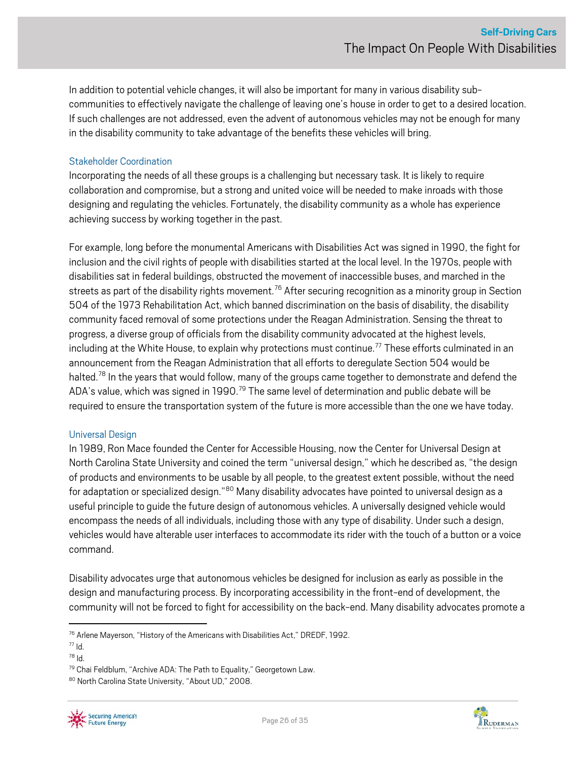In addition to potential vehicle changes, it will also be important for many in various disability sub-communities to effectively navigate the challenge of leaving one's house in order to get to a desired location. If such challenges are not addressed, even the advent of autonomous vehicles may not be enough for many in the disability community to take advantage of the benefits these vehicles will bring.

### Stakeholder Coordination

Incorporating the needs of all these groups is a challenging but necessary task. It is likely to require collaboration and compromise, but a strong and united voice will be needed to make inroads with those designing and regulating the vehicles. Fortunately, the disability community as a whole has experience achieving success by working together in the past.

For example, long before the monumental Americans with Disabilities Act was signed in 1990, the fight for inclusion and the civil rights of people with disabilities started at the local level. In the 1970s, people with disabilities sat in federal buildings, obstructed the movement of inaccessible buses, and marched in the streets as part of the disability rights movement.[76] After securing recognition as a minority group in Section 504 of the 1973 Rehabilitation Act, which banned discrimination on the basis of disability, the disability community faced removal of some protections under the Reagan Administration. Sensing the threat to progress, a diverse group of officials from the disability community advocated at the highest levels, including at the White House, to explain why protections must continue.[77] These efforts culminated in an announcement from the Reagan Administration that all efforts to deregulate Section 504 would be halted.[78] In the years that would follow, many of the groups came together to demonstrate and defend the ADA's value, which was signed in 1990.[79] The same level of determination and public debate will be required to ensure the transportation system of the future is more accessible than the one we have today.

### Universal Design

In 1989, Ron Mace founded the Center for Accessible Housing, now the Center for Universal Design at North Carolina State University and coined the term "universal design," which he described as, "the design of products and environments to be usable by all people, to the greatest extent possible, without the need for adaptation or specialized design."[80] Many disability advocates have pointed to universal design as a useful principle to guide the future design of autonomous vehicles. A universally designed vehicle would encompass the needs of all individuals, including those with any type of disability. Under such a design, vehicles would have alterable user interfaces to accommodate its rider with the touch of a button or a voice command.

Disability advocates urge that autonomous vehicles be designed for inclusion as early as possible in the design and manufacturing process. By incorporating accessibility in the front-end of development, the community will not be forced to fight for accessibility on the back-end. Many disability advocates promote a

---

[76] Arlene Mayerson, "History of the Americans with Disabilities Act," DREDF, 1992.
[77] Id.
[78] Id.
[79] Chai Feldblum, "Archive ADA: The Path to Equality," Georgetown Law.
[80] North Carolina State University, "About UD," 2008.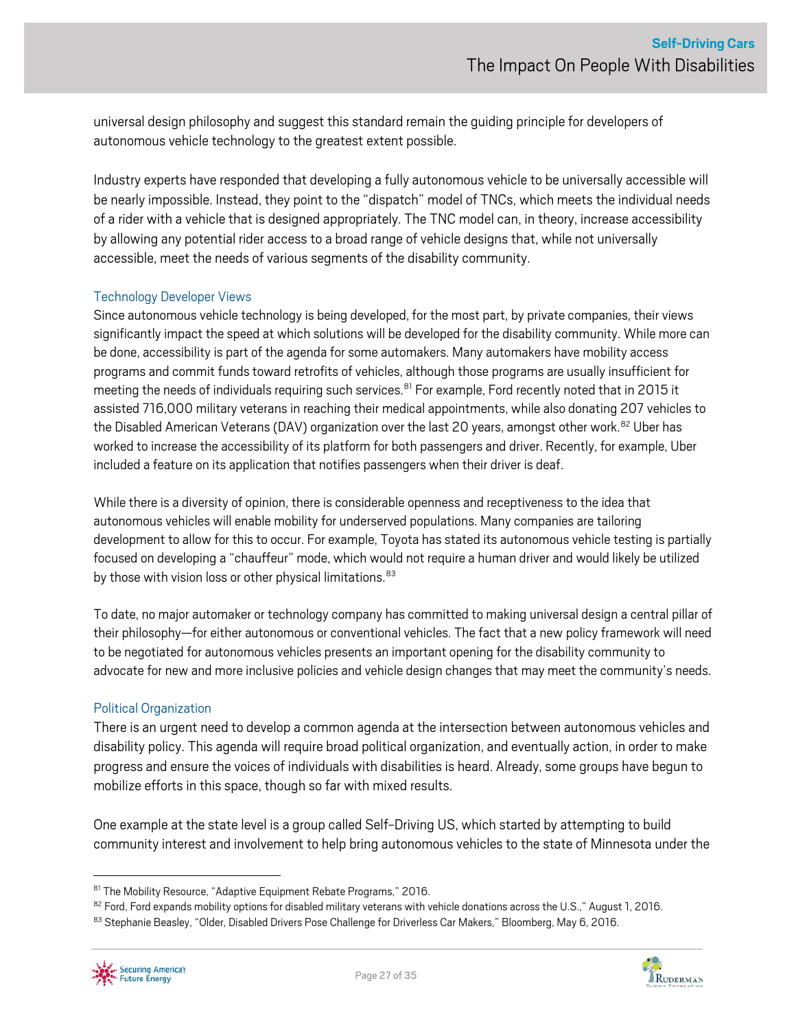universal design philosophy and suggest this standard remain the guiding principle for developers of autonomous vehicle technology to the greatest extent possible.

Industry experts have responded that developing a fully autonomous vehicle to be universally accessible will be nearly impossible. Instead, they point to the "dispatch" model of TNCs, which meets the individual needs of a rider with a vehicle that is designed appropriately. The TNC model can, in theory, increase accessibility by allowing any potential rider access to a broad range of vehicle designs that, while not universally accessible, meet the needs of various segments of the disability community.

### Technology Developer Views

Since autonomous vehicle technology is being developed, for the most part, by private companies, their views significantly impact the speed at which solutions will be developed for the disability community. While more can be done, accessibility is part of the agenda for some automakers. Many automakers have mobility access programs and commit funds toward retrofits of vehicles, although those programs are usually insufficient for meeting the needs of individuals requiring such services.[81] For example, Ford recently noted that in 2015 it assisted 716,000 military veterans in reaching their medical appointments, while also donating 207 vehicles to the Disabled American Veterans (DAV) organization over the last 20 years, amongst other work.[82] Uber has worked to increase the accessibility of its platform for both passengers and driver. Recently, for example, Uber included a feature on its application that notifies passengers when their driver is deaf.

While there is a diversity of opinion, there is considerable openness and receptiveness to the idea that autonomous vehicles will enable mobility for underserved populations. Many companies are tailoring development to allow for this to occur. For example, Toyota has stated its autonomous vehicle testing is partially focused on developing a "chauffeur" mode, which would not require a human driver and would likely be utilized by those with vision loss or other physical limitations.[83]

To date, no major automaker or technology company has committed to making universal design a central pillar of their philosophy—for either autonomous or conventional vehicles. The fact that a new policy framework will need to be negotiated for autonomous vehicles presents an important opening for the disability community to advocate for new and more inclusive policies and vehicle design changes that may meet the community's needs.

### Political Organization

There is an urgent need to develop a common agenda at the intersection between autonomous vehicles and disability policy. This agenda will require broad political organization, and eventually action, in order to make progress and ensure the voices of individuals with disabilities is heard. Already, some groups have begun to mobilize efforts in this space, though so far with mixed results.

One example at the state level is a group called Self-Driving US, which started by attempting to build community interest and involvement to help bring autonomous vehicles to the state of Minnesota under the

---

[81] The Mobility Resource, "Adaptive Equipment Rebate Programs," 2016.

[82] Ford, Ford expands mobility options for disabled military veterans with vehicle donations across the U.S.," August 1, 2016.

[83] Stephanie Beasley, "Older, Disabled Drivers Pose Challenge for Driverless Car Makers," Bloomberg, May 6, 2016.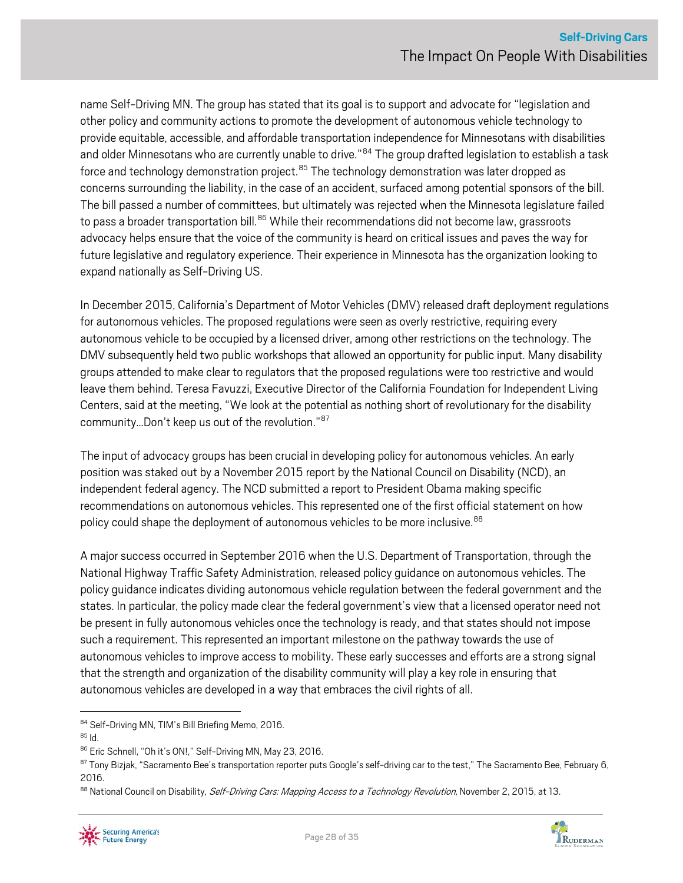name Self-Driving MN. The group has stated that its goal is to support and advocate for "legislation and other policy and community actions to promote the development of autonomous vehicle technology to provide equitable, accessible, and affordable transportation independence for Minnesotans with disabilities and older Minnesotans who are currently unable to drive."[84] The group drafted legislation to establish a task force and technology demonstration project.[85] The technology demonstration was later dropped as concerns surrounding the liability, in the case of an accident, surfaced among potential sponsors of the bill. The bill passed a number of committees, but ultimately was rejected when the Minnesota legislature failed to pass a broader transportation bill.[86] While their recommendations did not become law, grassroots advocacy helps ensure that the voice of the community is heard on critical issues and paves the way for future legislative and regulatory experience. Their experience in Minnesota has the organization looking to expand nationally as Self-Driving US.

In December 2015, California's Department of Motor Vehicles (DMV) released draft deployment regulations for autonomous vehicles. The proposed regulations were seen as overly restrictive, requiring every autonomous vehicle to be occupied by a licensed driver, among other restrictions on the technology. The DMV subsequently held two public workshops that allowed an opportunity for public input. Many disability groups attended to make clear to regulators that the proposed regulations were too restrictive and would leave them behind. Teresa Favuzzi, Executive Director of the California Foundation for Independent Living Centers, said at the meeting, "We look at the potential as nothing short of revolutionary for the disability community…Don't keep us out of the revolution."[87]

The input of advocacy groups has been crucial in developing policy for autonomous vehicles. An early position was staked out by a November 2015 report by the National Council on Disability (NCD), an independent federal agency. The NCD submitted a report to President Obama making specific recommendations on autonomous vehicles. This represented one of the first official statement on how policy could shape the deployment of autonomous vehicles to be more inclusive.[88]

A major success occurred in September 2016 when the U.S. Department of Transportation, through the National Highway Traffic Safety Administration, released policy guidance on autonomous vehicles. The policy guidance indicates dividing autonomous vehicle regulation between the federal government and the states. In particular, the policy made clear the federal government's view that a licensed operator need not be present in fully autonomous vehicles once the technology is ready, and that states should not impose such a requirement. This represented an important milestone on the pathway towards the use of autonomous vehicles to improve access to mobility. These early successes and efforts are a strong signal that the strength and organization of the disability community will play a key role in ensuring that autonomous vehicles are developed in a way that embraces the civil rights of all.

---

[84] Self-Driving MN, TIM's Bill Briefing Memo, 2016.

[85] Id.

[86] Eric Schnell, "Oh it's ON!," Self-Driving MN, May 23, 2016.

[87] Tony Bizjak, "Sacramento Bee's transportation reporter puts Google's self-driving car to the test," The Sacramento Bee, February 6, 2016.

[88] National Council on Disability, *Self-Driving Cars: Mapping Access to a Technology Revolution,* November 2, 2015, at 13.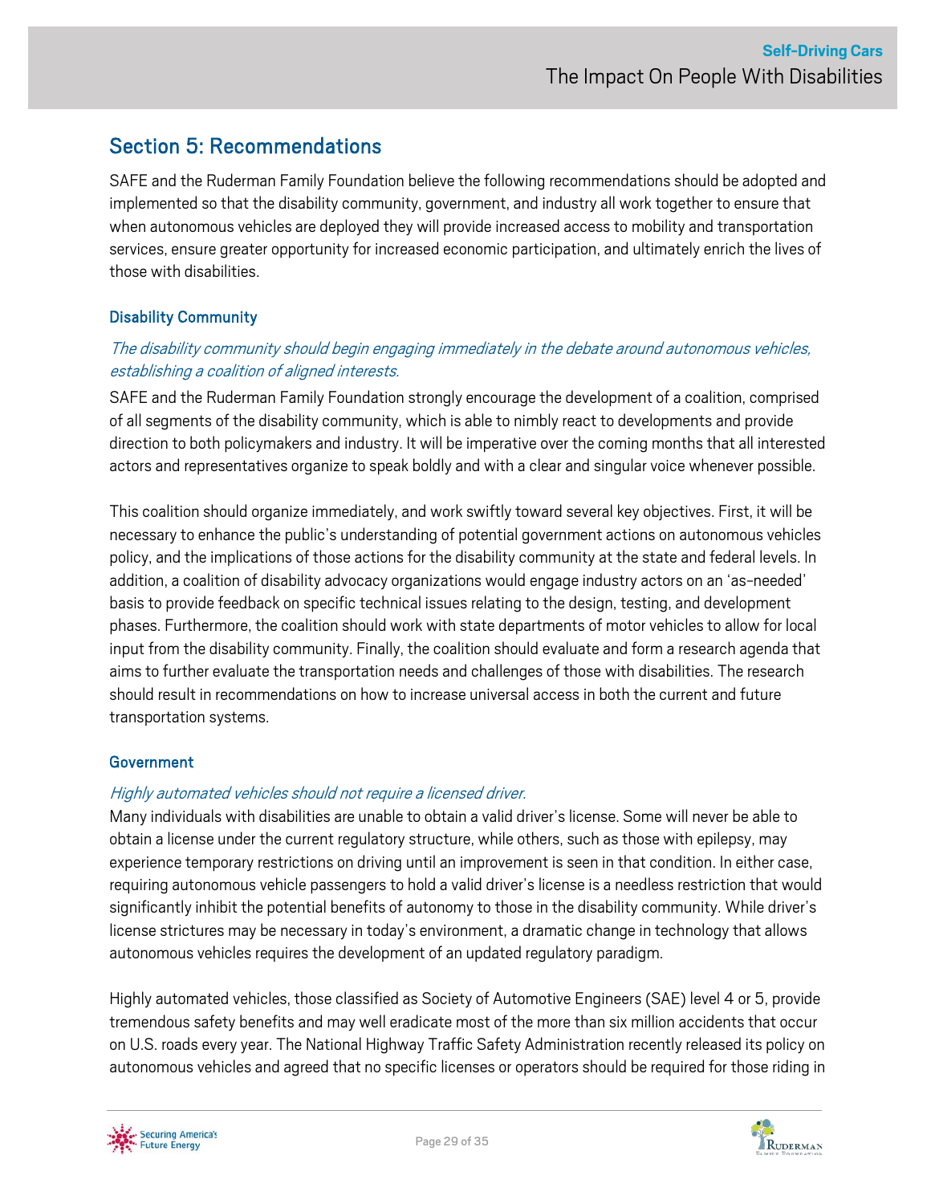## Section 5: Recommendations

SAFE and the Ruderman Family Foundation believe the following recommendations should be adopted and implemented so that the disability community, government, and industry all work together to ensure that when autonomous vehicles are deployed they will provide increased access to mobility and transportation services, ensure greater opportunity for increased economic participation, and ultimately enrich the lives of those with disabilities.

### Disability Community

*The disability community should begin engaging immediately in the debate around autonomous vehicles, establishing a coalition of aligned interests.*

SAFE and the Ruderman Family Foundation strongly encourage the development of a coalition, comprised of all segments of the disability community, which is able to nimbly react to developments and provide direction to both policymakers and industry. It will be imperative over the coming months that all interested actors and representatives organize to speak boldly and with a clear and singular voice whenever possible.

This coalition should organize immediately, and work swiftly toward several key objectives. First, it will be necessary to enhance the public's understanding of potential government actions on autonomous vehicles policy, and the implications of those actions for the disability community at the state and federal levels. In addition, a coalition of disability advocacy organizations would engage industry actors on an 'as-needed' basis to provide feedback on specific technical issues relating to the design, testing, and development phases. Furthermore, the coalition should work with state departments of motor vehicles to allow for local input from the disability community. Finally, the coalition should evaluate and form a research agenda that aims to further evaluate the transportation needs and challenges of those with disabilities. The research should result in recommendations on how to increase universal access in both the current and future transportation systems.

### Government

*Highly automated vehicles should not require a licensed driver.*

Many individuals with disabilities are unable to obtain a valid driver's license. Some will never be able to obtain a license under the current regulatory structure, while others, such as those with epilepsy, may experience temporary restrictions on driving until an improvement is seen in that condition. In either case, requiring autonomous vehicle passengers to hold a valid driver's license is a needless restriction that would significantly inhibit the potential benefits of autonomy to those in the disability community. While driver's license strictures may be necessary in today's environment, a dramatic change in technology that allows autonomous vehicles requires the development of an updated regulatory paradigm.

Highly automated vehicles, those classified as Society of Automotive Engineers (SAE) level 4 or 5, provide tremendous safety benefits and may well eradicate most of the more than six million accidents that occur on U.S. roads every year. The National Highway Traffic Safety Administration recently released its policy on autonomous vehicles and agreed that no specific licenses or operators should be required for those riding in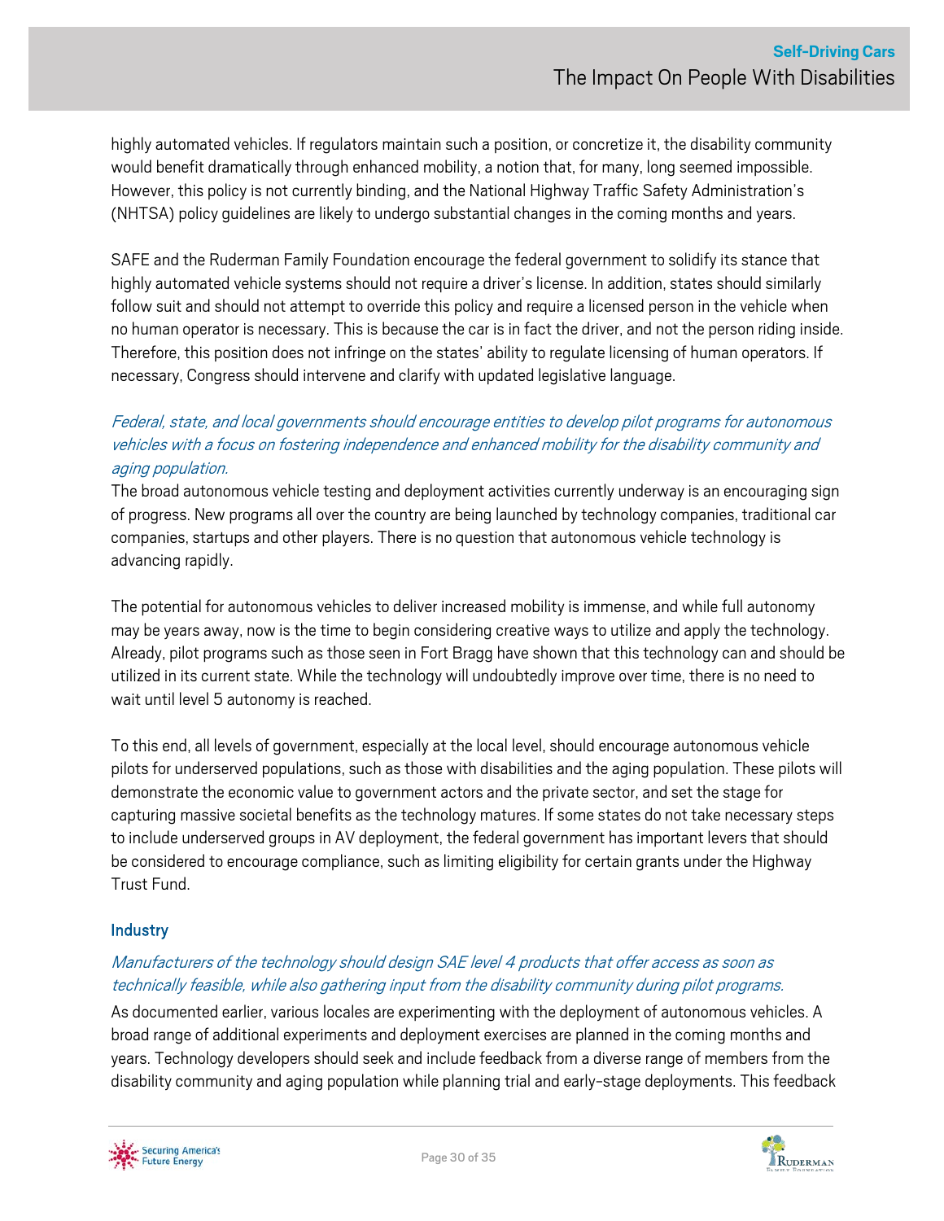highly automated vehicles. If regulators maintain such a position, or concretize it, the disability community would benefit dramatically through enhanced mobility, a notion that, for many, long seemed impossible. However, this policy is not currently binding, and the National Highway Traffic Safety Administration's (NHTSA) policy guidelines are likely to undergo substantial changes in the coming months and years.

SAFE and the Ruderman Family Foundation encourage the federal government to solidify its stance that highly automated vehicle systems should not require a driver's license. In addition, states should similarly follow suit and should not attempt to override this policy and require a licensed person in the vehicle when no human operator is necessary. This is because the car is in fact the driver, and not the person riding inside. Therefore, this position does not infringe on the states' ability to regulate licensing of human operators. If necessary, Congress should intervene and clarify with updated legislative language.

*Federal, state, and local governments should encourage entities to develop pilot programs for autonomous vehicles with a focus on fostering independence and enhanced mobility for the disability community and aging population.*

The broad autonomous vehicle testing and deployment activities currently underway is an encouraging sign of progress. New programs all over the country are being launched by technology companies, traditional car companies, startups and other players. There is no question that autonomous vehicle technology is advancing rapidly.

The potential for autonomous vehicles to deliver increased mobility is immense, and while full autonomy may be years away, now is the time to begin considering creative ways to utilize and apply the technology. Already, pilot programs such as those seen in Fort Bragg have shown that this technology can and should be utilized in its current state. While the technology will undoubtedly improve over time, there is no need to wait until level 5 autonomy is reached.

To this end, all levels of government, especially at the local level, should encourage autonomous vehicle pilots for underserved populations, such as those with disabilities and the aging population. These pilots will demonstrate the economic value to government actors and the private sector, and set the stage for capturing massive societal benefits as the technology matures. If some states do not take necessary steps to include underserved groups in AV deployment, the federal government has important levers that should be considered to encourage compliance, such as limiting eligibility for certain grants under the Highway Trust Fund.

### Industry

*Manufacturers of the technology should design SAE level 4 products that offer access as soon as technically feasible, while also gathering input from the disability community during pilot programs.*

As documented earlier, various locales are experimenting with the deployment of autonomous vehicles. A broad range of additional experiments and deployment exercises are planned in the coming months and years. Technology developers should seek and include feedback from a diverse range of members from the disability community and aging population while planning trial and early-stage deployments. This feedback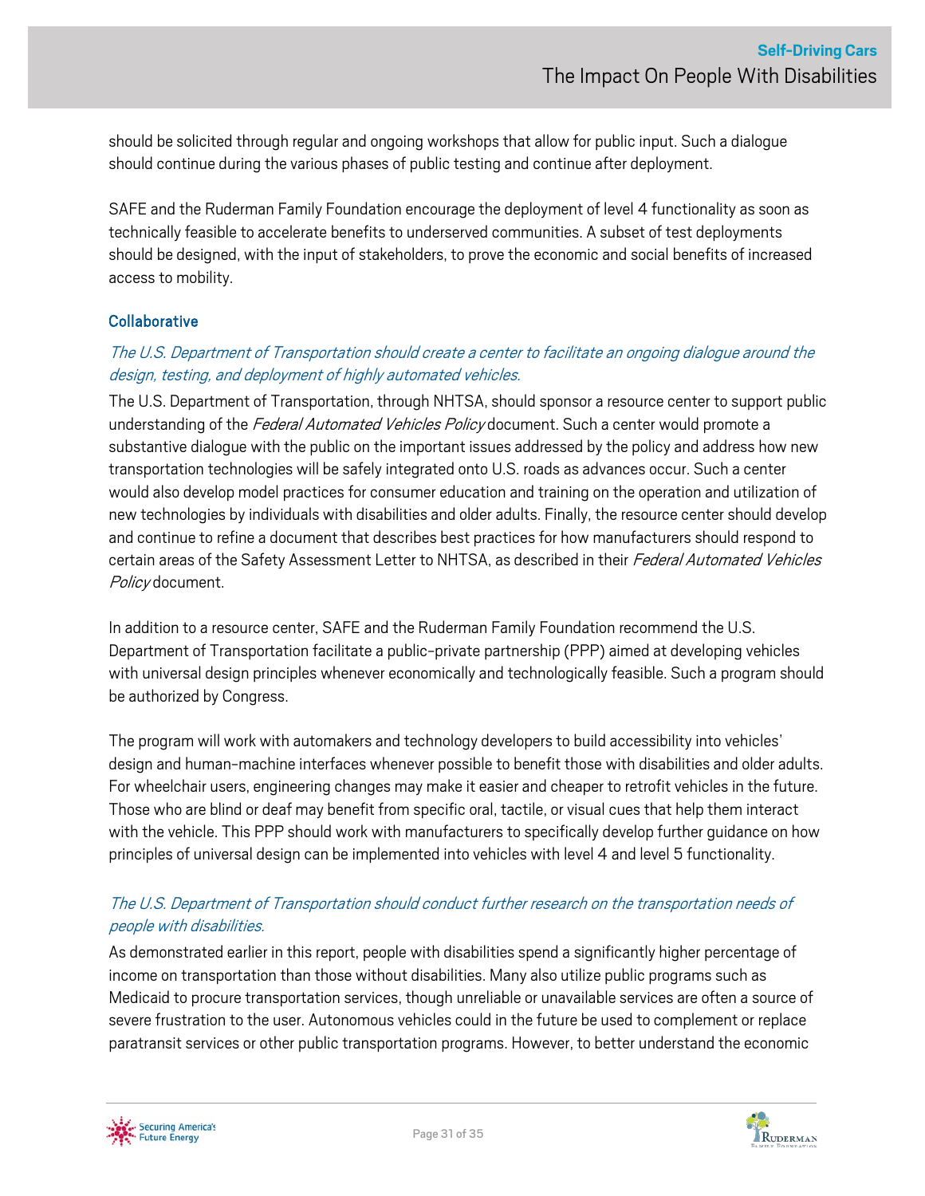should be solicited through regular and ongoing workshops that allow for public input. Such a dialogue should continue during the various phases of public testing and continue after deployment.

SAFE and the Ruderman Family Foundation encourage the deployment of level 4 functionality as soon as technically feasible to accelerate benefits to underserved communities. A subset of test deployments should be designed, with the input of stakeholders, to prove the economic and social benefits of increased access to mobility.

### Collaborative

*The U.S. Department of Transportation should create a center to facilitate an ongoing dialogue around the design, testing, and deployment of highly automated vehicles.*

The U.S. Department of Transportation, through NHTSA, should sponsor a resource center to support public understanding of the *Federal Automated Vehicles Policy* document. Such a center would promote a substantive dialogue with the public on the important issues addressed by the policy and address how new transportation technologies will be safely integrated onto U.S. roads as advances occur. Such a center would also develop model practices for consumer education and training on the operation and utilization of new technologies by individuals with disabilities and older adults. Finally, the resource center should develop and continue to refine a document that describes best practices for how manufacturers should respond to certain areas of the Safety Assessment Letter to NHTSA, as described in their *Federal Automated Vehicles Policy* document.

In addition to a resource center, SAFE and the Ruderman Family Foundation recommend the U.S. Department of Transportation facilitate a public-private partnership (PPP) aimed at developing vehicles with universal design principles whenever economically and technologically feasible. Such a program should be authorized by Congress.

The program will work with automakers and technology developers to build accessibility into vehicles' design and human-machine interfaces whenever possible to benefit those with disabilities and older adults. For wheelchair users, engineering changes may make it easier and cheaper to retrofit vehicles in the future. Those who are blind or deaf may benefit from specific oral, tactile, or visual cues that help them interact with the vehicle. This PPP should work with manufacturers to specifically develop further guidance on how principles of universal design can be implemented into vehicles with level 4 and level 5 functionality.

*The U.S. Department of Transportation should conduct further research on the transportation needs of people with disabilities.*

As demonstrated earlier in this report, people with disabilities spend a significantly higher percentage of income on transportation than those without disabilities. Many also utilize public programs such as Medicaid to procure transportation services, though unreliable or unavailable services are often a source of severe frustration to the user. Autonomous vehicles could in the future be used to complement or replace paratransit services or other public transportation programs. However, to better understand the economic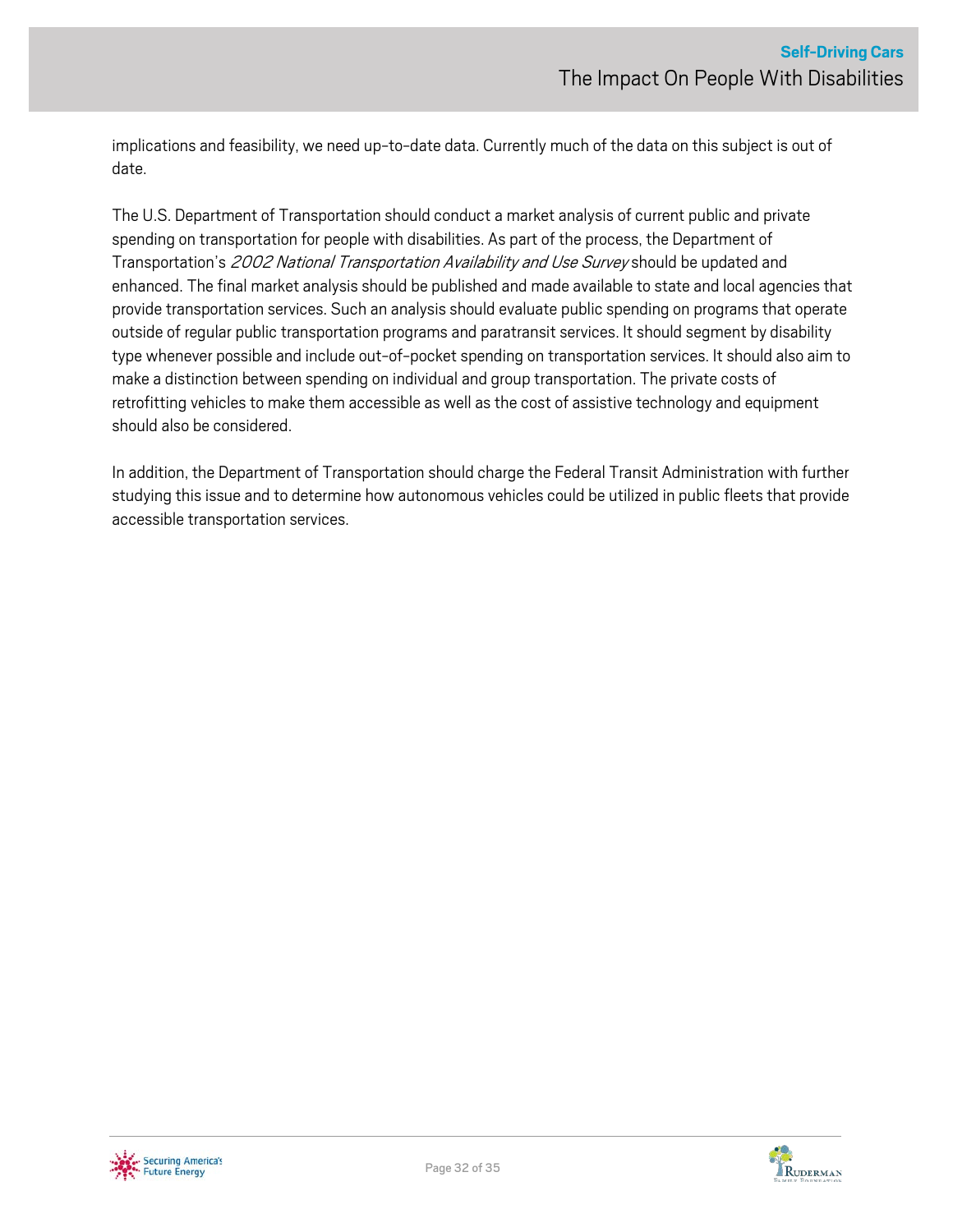implications and feasibility, we need up-to-date data. Currently much of the data on this subject is out of date.

The U.S. Department of Transportation should conduct a market analysis of current public and private spending on transportation for people with disabilities. As part of the process, the Department of Transportation's *2002 National Transportation Availability and Use Survey* should be updated and enhanced. The final market analysis should be published and made available to state and local agencies that provide transportation services. Such an analysis should evaluate public spending on programs that operate outside of regular public transportation programs and paratransit services. It should segment by disability type whenever possible and include out-of-pocket spending on transportation services. It should also aim to make a distinction between spending on individual and group transportation. The private costs of retrofitting vehicles to make them accessible as well as the cost of assistive technology and equipment should also be considered.

In addition, the Department of Transportation should charge the Federal Transit Administration with further studying this issue and to determine how autonomous vehicles could be utilized in public fleets that provide accessible transportation services.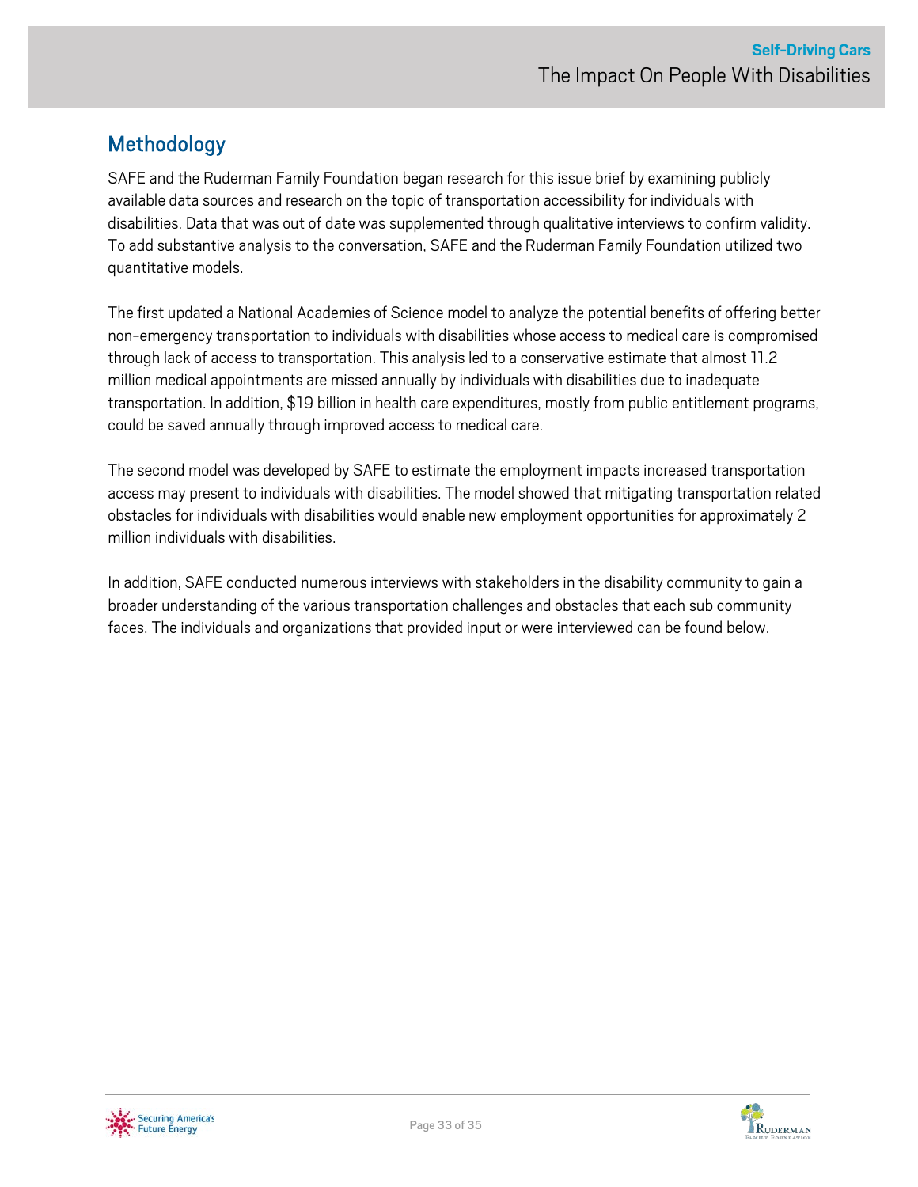## Methodology

SAFE and the Ruderman Family Foundation began research for this issue brief by examining publicly available data sources and research on the topic of transportation accessibility for individuals with disabilities. Data that was out of date was supplemented through qualitative interviews to confirm validity. To add substantive analysis to the conversation, SAFE and the Ruderman Family Foundation utilized two quantitative models.

The first updated a National Academies of Science model to analyze the potential benefits of offering better non-emergency transportation to individuals with disabilities whose access to medical care is compromised through lack of access to transportation. This analysis led to a conservative estimate that almost 11.2 million medical appointments are missed annually by individuals with disabilities due to inadequate transportation. In addition, $19 billion in health care expenditures, mostly from public entitlement programs, could be saved annually through improved access to medical care.

The second model was developed by SAFE to estimate the employment impacts increased transportation access may present to individuals with disabilities. The model showed that mitigating transportation related obstacles for individuals with disabilities would enable new employment opportunities for approximately 2 million individuals with disabilities.

In addition, SAFE conducted numerous interviews with stakeholders in the disability community to gain a broader understanding of the various transportation challenges and obstacles that each sub community faces. The individuals and organizations that provided input or were interviewed can be found below.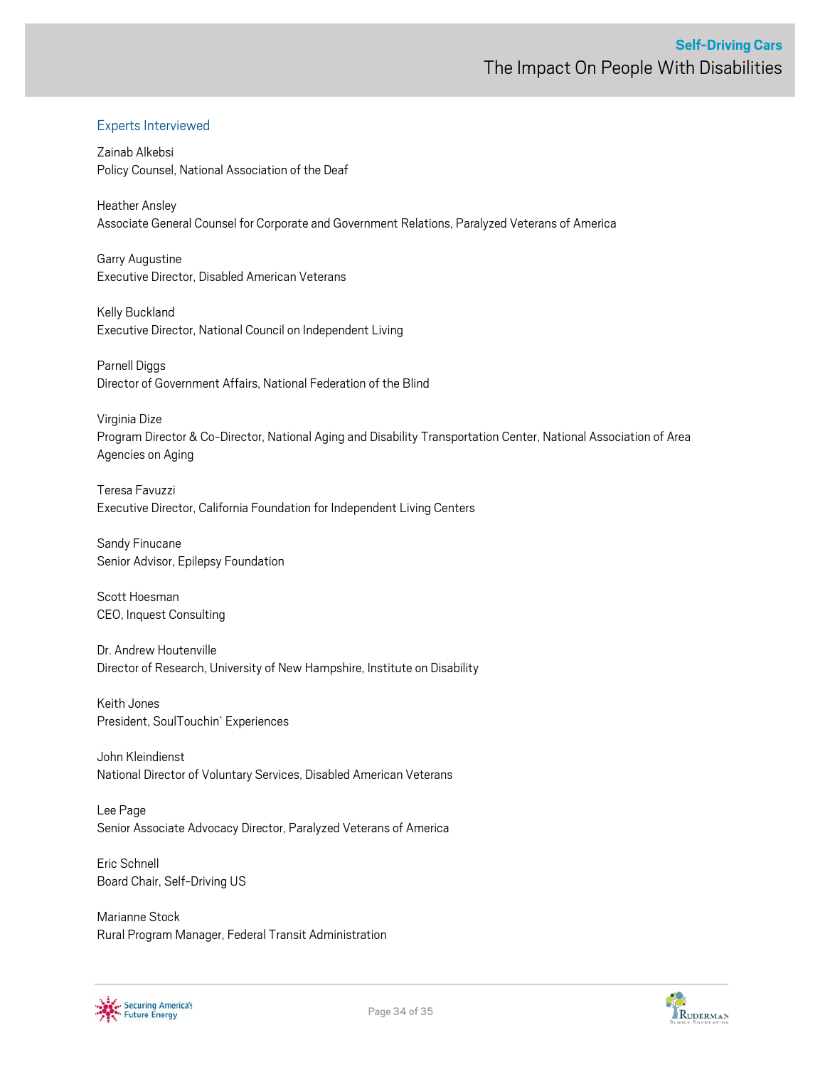## Experts Interviewed

Zainab Alkebsi
Policy Counsel, National Association of the Deaf

Heather Ansley
Associate General Counsel for Corporate and Government Relations, Paralyzed Veterans of America

Garry Augustine
Executive Director, Disabled American Veterans

Kelly Buckland
Executive Director, National Council on Independent Living

Parnell Diggs
Director of Government Affairs, National Federation of the Blind

Virginia Dize
Program Director & Co-Director, National Aging and Disability Transportation Center, National Association of Area Agencies on Aging

Teresa Favuzzi
Executive Director, California Foundation for Independent Living Centers

Sandy Finucane
Senior Advisor, Epilepsy Foundation

Scott Hoesman
CEO, Inquest Consulting

Dr. Andrew Houtenville
Director of Research, University of New Hampshire, Institute on Disability

Keith Jones
President, SoulTouchin' Experiences

John Kleindienst
National Director of Voluntary Services, Disabled American Veterans

Lee Page
Senior Associate Advocacy Director, Paralyzed Veterans of America

Eric Schnell
Board Chair, Self-Driving US

Marianne Stock
Rural Program Manager, Federal Transit Administration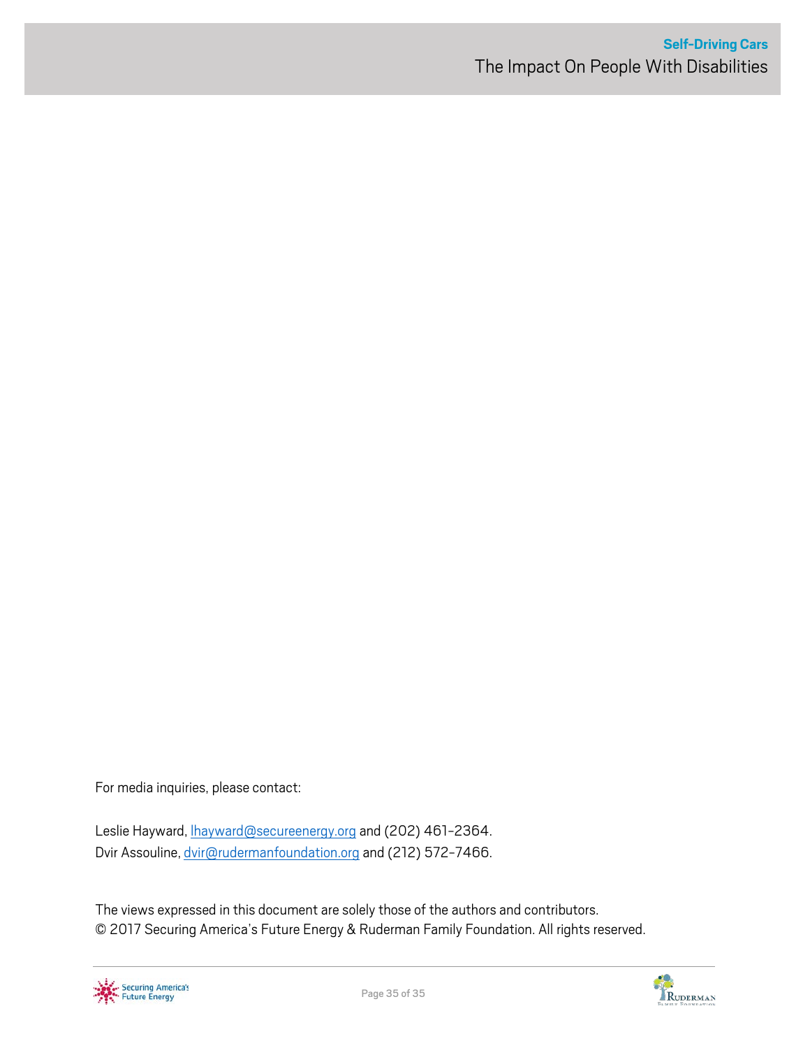For media inquiries, please contact:

Leslie Hayward, lhayward@secureenergy.org and (202) 461-2364.
Dvir Assouline, dvir@rudermanfoundation.org and (212) 572-7466.

The views expressed in this document are solely those of the authors and contributors.
© 2017 Securing America's Future Energy & Ruderman Family Foundation. All rights reserved.